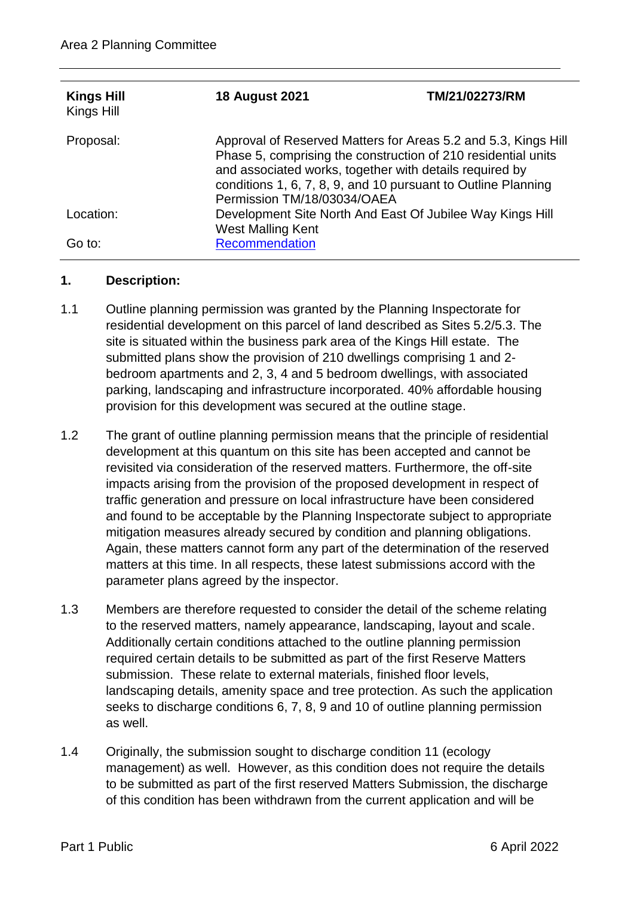| **Kings Hill**<br>Kings Hill | **18 August 2021** | **TM/21/02273/RM** |
|---|---|---|
| Proposal: | Approval of Reserved Matters for Areas 5.2 and 5.3, Kings Hill Phase 5, comprising the construction of 210 residential units and associated works, together with details required by conditions 1, 6, 7, 8, 9, and 10 pursuant to Outline Planning Permission TM/18/03034/OAEA | |
| Location: | Development Site North And East Of Jubilee Way Kings Hill West Malling Kent | |
| Go to: | Recommendation | |

## 1. Description:

1.1 Outline planning permission was granted by the Planning Inspectorate for residential development on this parcel of land described as Sites 5.2/5.3. The site is situated within the business park area of the Kings Hill estate. The submitted plans show the provision of 210 dwellings comprising 1 and 2-bedroom apartments and 2, 3, 4 and 5 bedroom dwellings, with associated parking, landscaping and infrastructure incorporated. 40% affordable housing provision for this development was secured at the outline stage.

1.2 The grant of outline planning permission means that the principle of residential development at this quantum on this site has been accepted and cannot be revisited via consideration of the reserved matters. Furthermore, the off-site impacts arising from the provision of the proposed development in respect of traffic generation and pressure on local infrastructure have been considered and found to be acceptable by the Planning Inspectorate subject to appropriate mitigation measures already secured by condition and planning obligations. Again, these matters cannot form any part of the determination of the reserved matters at this time. In all respects, these latest submissions accord with the parameter plans agreed by the inspector.

1.3 Members are therefore requested to consider the detail of the scheme relating to the reserved matters, namely appearance, landscaping, layout and scale. Additionally certain conditions attached to the outline planning permission required certain details to be submitted as part of the first Reserve Matters submission. These relate to external materials, finished floor levels, landscaping details, amenity space and tree protection. As such the application seeks to discharge conditions 6, 7, 8, 9 and 10 of outline planning permission as well.

1.4 Originally, the submission sought to discharge condition 11 (ecology management) as well. However, as this condition does not require the details to be submitted as part of the first reserved Matters Submission, the discharge of this condition has been withdrawn from the current application and will be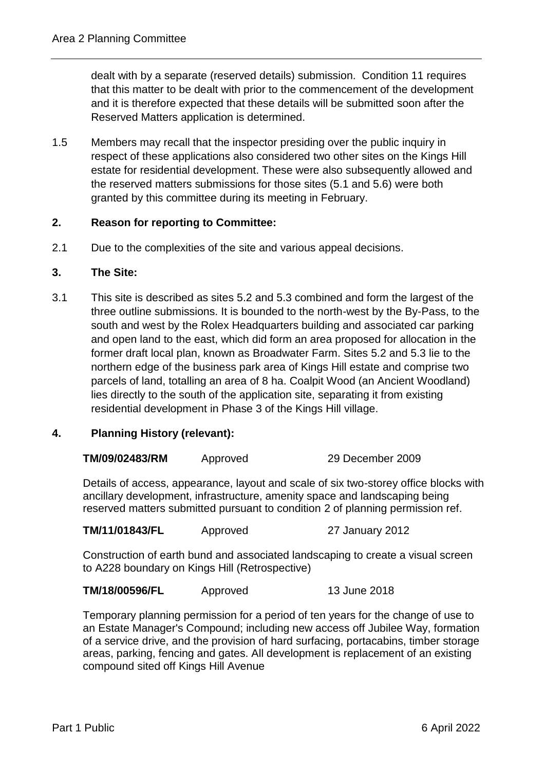dealt with by a separate (reserved details) submission. Condition 11 requires that this matter to be dealt with prior to the commencement of the development and it is therefore expected that these details will be submitted soon after the Reserved Matters application is determined.

1.5 Members may recall that the inspector presiding over the public inquiry in respect of these applications also considered two other sites on the Kings Hill estate for residential development. These were also subsequently allowed and the reserved matters submissions for those sites (5.1 and 5.6) were both granted by this committee during its meeting in February.

## 2. Reason for reporting to Committee:

2.1 Due to the complexities of the site and various appeal decisions.

## 3. The Site:

3.1 This site is described as sites 5.2 and 5.3 combined and form the largest of the three outline submissions. It is bounded to the north-west by the By-Pass, to the south and west by the Rolex Headquarters building and associated car parking and open land to the east, which did form an area proposed for allocation in the former draft local plan, known as Broadwater Farm. Sites 5.2 and 5.3 lie to the northern edge of the business park area of Kings Hill estate and comprise two parcels of land, totalling an area of 8 ha. Coalpit Wood (an Ancient Woodland) lies directly to the south of the application site, separating it from existing residential development in Phase 3 of the Kings Hill village.

## 4. Planning History (relevant):

| | | |
|---|---|---|
| **TM/09/02483/RM** | Approved | 29 December 2009 |

Details of access, appearance, layout and scale of six two-storey office blocks with ancillary development, infrastructure, amenity space and landscaping being reserved matters submitted pursuant to condition 2 of planning permission ref.

| | | |
|---|---|---|
| **TM/11/01843/FL** | Approved | 27 January 2012 |

Construction of earth bund and associated landscaping to create a visual screen to A228 boundary on Kings Hill (Retrospective)

| | | |
|---|---|---|
| **TM/18/00596/FL** | Approved | 13 June 2018 |

Temporary planning permission for a period of ten years for the change of use to an Estate Manager's Compound; including new access off Jubilee Way, formation of a service drive, and the provision of hard surfacing, portacabins, timber storage areas, parking, fencing and gates. All development is replacement of an existing compound sited off Kings Hill Avenue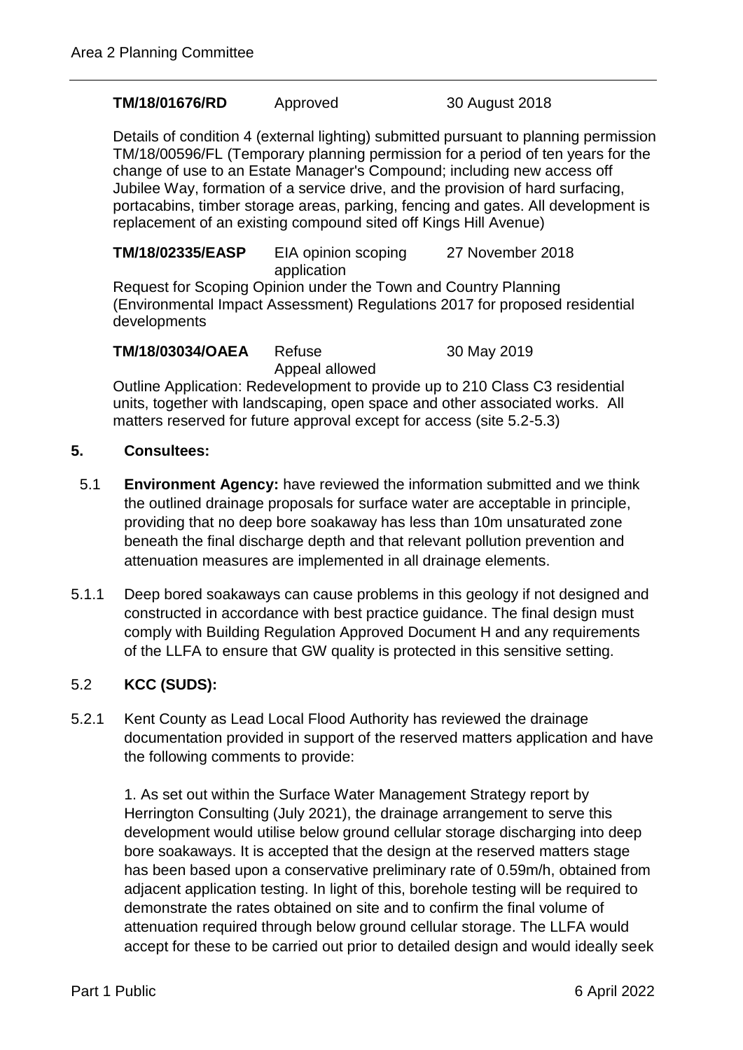**TM/18/01676/RD** Approved 30 August 2018

Details of condition 4 (external lighting) submitted pursuant to planning permission TM/18/00596/FL (Temporary planning permission for a period of ten years for the change of use to an Estate Manager's Compound; including new access off Jubilee Way, formation of a service drive, and the provision of hard surfacing, portacabins, timber storage areas, parking, fencing and gates. All development is replacement of an existing compound sited off Kings Hill Avenue)

**TM/18/02335/EASP** EIA opinion scoping application 27 November 2018

Request for Scoping Opinion under the Town and Country Planning (Environmental Impact Assessment) Regulations 2017 for proposed residential developments

**TM/18/03034/OAEA** Refuse Appeal allowed 30 May 2019

Outline Application: Redevelopment to provide up to 210 Class C3 residential units, together with landscaping, open space and other associated works. All matters reserved for future approval except for access (site 5.2-5.3)

## 5. Consultees:

5.1 **Environment Agency:** have reviewed the information submitted and we think the outlined drainage proposals for surface water are acceptable in principle, providing that no deep bore soakaway has less than 10m unsaturated zone beneath the final discharge depth and that relevant pollution prevention and attenuation measures are implemented in all drainage elements.

5.1.1 Deep bored soakaways can cause problems in this geology if not designed and constructed in accordance with best practice guidance. The final design must comply with Building Regulation Approved Document H and any requirements of the LLFA to ensure that GW quality is protected in this sensitive setting.

5.2 **KCC (SUDS):**

5.2.1 Kent County as Lead Local Flood Authority has reviewed the drainage documentation provided in support of the reserved matters application and have the following comments to provide:

1. As set out within the Surface Water Management Strategy report by Herrington Consulting (July 2021), the drainage arrangement to serve this development would utilise below ground cellular storage discharging into deep bore soakaways. It is accepted that the design at the reserved matters stage has been based upon a conservative preliminary rate of 0.59m/h, obtained from adjacent application testing. In light of this, borehole testing will be required to demonstrate the rates obtained on site and to confirm the final volume of attenuation required through below ground cellular storage. The LLFA would accept for these to be carried out prior to detailed design and would ideally seek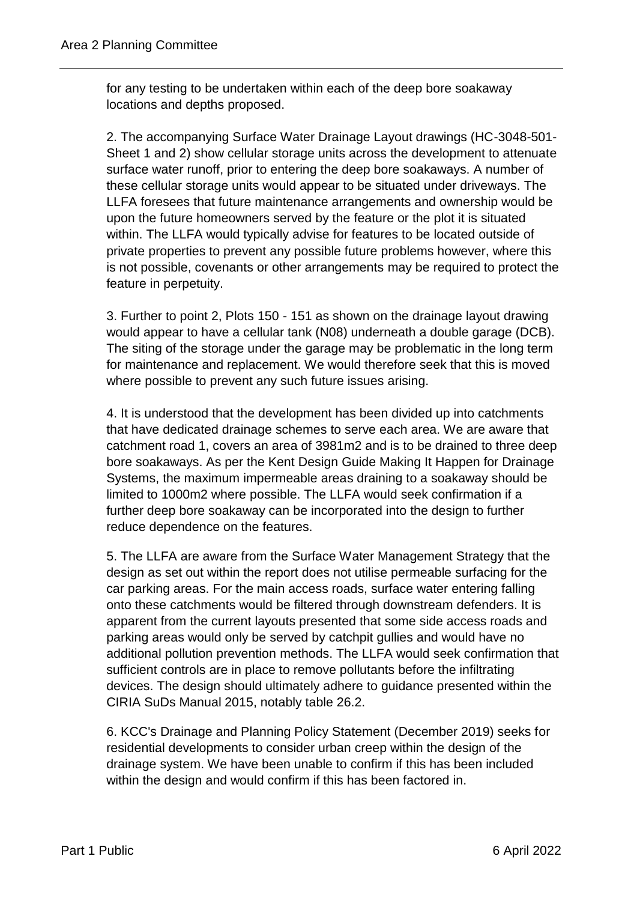for any testing to be undertaken within each of the deep bore soakaway locations and depths proposed.

2. The accompanying Surface Water Drainage Layout drawings (HC-3048-501-Sheet 1 and 2) show cellular storage units across the development to attenuate surface water runoff, prior to entering the deep bore soakaways. A number of these cellular storage units would appear to be situated under driveways. The LLFA foresees that future maintenance arrangements and ownership would be upon the future homeowners served by the feature or the plot it is situated within. The LLFA would typically advise for features to be located outside of private properties to prevent any possible future problems however, where this is not possible, covenants or other arrangements may be required to protect the feature in perpetuity.

3. Further to point 2, Plots 150 - 151 as shown on the drainage layout drawing would appear to have a cellular tank (N08) underneath a double garage (DCB). The siting of the storage under the garage may be problematic in the long term for maintenance and replacement. We would therefore seek that this is moved where possible to prevent any such future issues arising.

4. It is understood that the development has been divided up into catchments that have dedicated drainage schemes to serve each area. We are aware that catchment road 1, covers an area of 3981m2 and is to be drained to three deep bore soakaways. As per the Kent Design Guide Making It Happen for Drainage Systems, the maximum impermeable areas draining to a soakaway should be limited to 1000m2 where possible. The LLFA would seek confirmation if a further deep bore soakaway can be incorporated into the design to further reduce dependence on the features.

5. The LLFA are aware from the Surface Water Management Strategy that the design as set out within the report does not utilise permeable surfacing for the car parking areas. For the main access roads, surface water entering falling onto these catchments would be filtered through downstream defenders. It is apparent from the current layouts presented that some side access roads and parking areas would only be served by catchpit gullies and would have no additional pollution prevention methods. The LLFA would seek confirmation that sufficient controls are in place to remove pollutants before the infiltrating devices. The design should ultimately adhere to guidance presented within the CIRIA SuDs Manual 2015, notably table 26.2.

6. KCC's Drainage and Planning Policy Statement (December 2019) seeks for residential developments to consider urban creep within the design of the drainage system. We have been unable to confirm if this has been included within the design and would confirm if this has been factored in.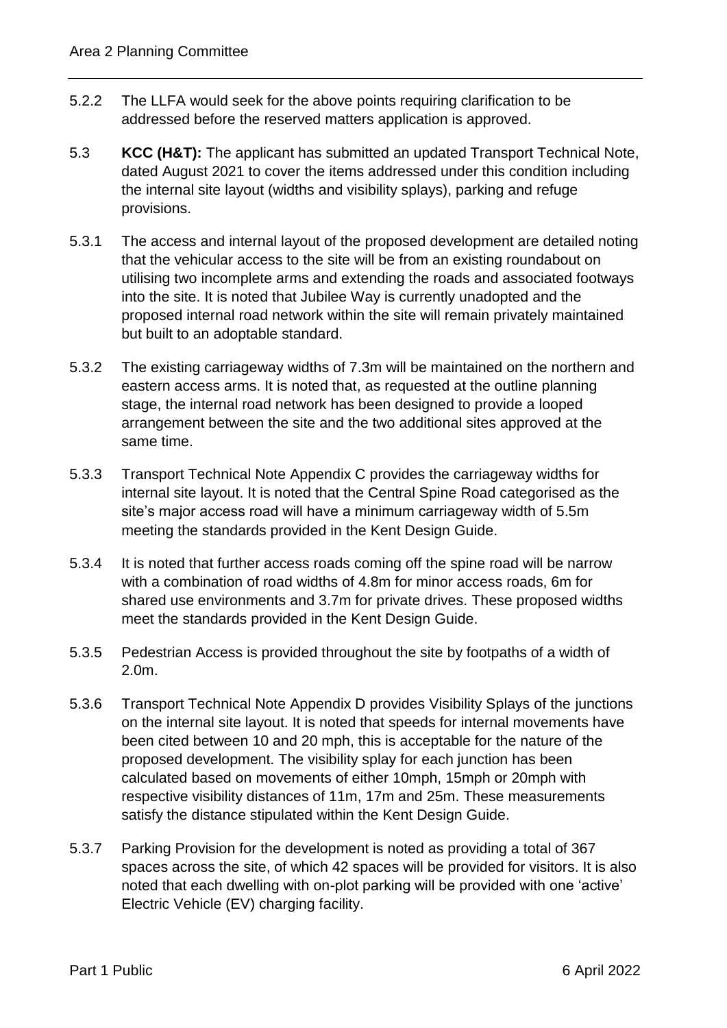5.2.2 The LLFA would seek for the above points requiring clarification to be addressed before the reserved matters application is approved.

5.3 **KCC (H&T):** The applicant has submitted an updated Transport Technical Note, dated August 2021 to cover the items addressed under this condition including the internal site layout (widths and visibility splays), parking and refuge provisions.

5.3.1 The access and internal layout of the proposed development are detailed noting that the vehicular access to the site will be from an existing roundabout on utilising two incomplete arms and extending the roads and associated footways into the site. It is noted that Jubilee Way is currently unadopted and the proposed internal road network within the site will remain privately maintained but built to an adoptable standard.

5.3.2 The existing carriageway widths of 7.3m will be maintained on the northern and eastern access arms. It is noted that, as requested at the outline planning stage, the internal road network has been designed to provide a looped arrangement between the site and the two additional sites approved at the same time.

5.3.3 Transport Technical Note Appendix C provides the carriageway widths for internal site layout. It is noted that the Central Spine Road categorised as the site's major access road will have a minimum carriageway width of 5.5m meeting the standards provided in the Kent Design Guide.

5.3.4 It is noted that further access roads coming off the spine road will be narrow with a combination of road widths of 4.8m for minor access roads, 6m for shared use environments and 3.7m for private drives. These proposed widths meet the standards provided in the Kent Design Guide.

5.3.5 Pedestrian Access is provided throughout the site by footpaths of a width of 2.0m.

5.3.6 Transport Technical Note Appendix D provides Visibility Splays of the junctions on the internal site layout. It is noted that speeds for internal movements have been cited between 10 and 20 mph, this is acceptable for the nature of the proposed development. The visibility splay for each junction has been calculated based on movements of either 10mph, 15mph or 20mph with respective visibility distances of 11m, 17m and 25m. These measurements satisfy the distance stipulated within the Kent Design Guide.

5.3.7 Parking Provision for the development is noted as providing a total of 367 spaces across the site, of which 42 spaces will be provided for visitors. It is also noted that each dwelling with on-plot parking will be provided with one 'active' Electric Vehicle (EV) charging facility.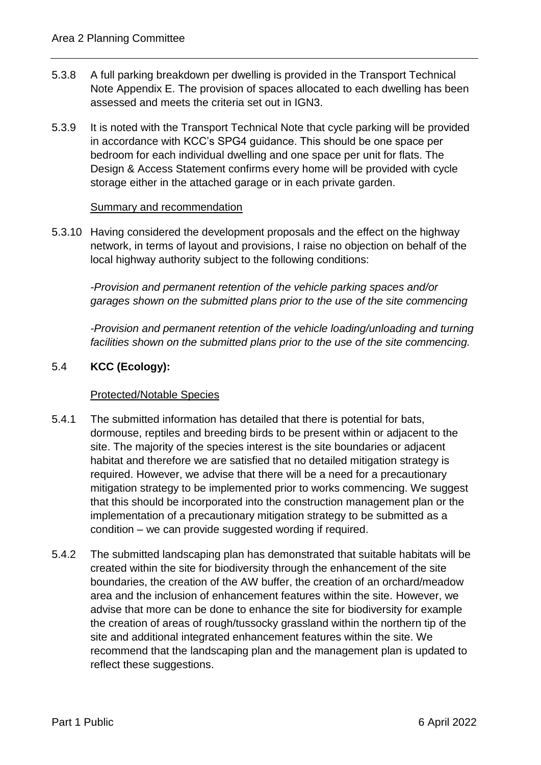5.3.8 A full parking breakdown per dwelling is provided in the Transport Technical Note Appendix E. The provision of spaces allocated to each dwelling has been assessed and meets the criteria set out in IGN3.

5.3.9 It is noted with the Transport Technical Note that cycle parking will be provided in accordance with KCC's SPG4 guidance. This should be one space per bedroom for each individual dwelling and one space per unit for flats. The Design & Access Statement confirms every home will be provided with cycle storage either in the attached garage or in each private garden.

<u>Summary and recommendation</u>

5.3.10 Having considered the development proposals and the effect on the highway network, in terms of layout and provisions, I raise no objection on behalf of the local highway authority subject to the following conditions:

*-Provision and permanent retention of the vehicle parking spaces and/or garages shown on the submitted plans prior to the use of the site commencing*

*-Provision and permanent retention of the vehicle loading/unloading and turning facilities shown on the submitted plans prior to the use of the site commencing.*

5.4 **KCC (Ecology):**

<u>Protected/Notable Species</u>

5.4.1 The submitted information has detailed that there is potential for bats, dormouse, reptiles and breeding birds to be present within or adjacent to the site. The majority of the species interest is the site boundaries or adjacent habitat and therefore we are satisfied that no detailed mitigation strategy is required. However, we advise that there will be a need for a precautionary mitigation strategy to be implemented prior to works commencing. We suggest that this should be incorporated into the construction management plan or the implementation of a precautionary mitigation strategy to be submitted as a condition – we can provide suggested wording if required.

5.4.2 The submitted landscaping plan has demonstrated that suitable habitats will be created within the site for biodiversity through the enhancement of the site boundaries, the creation of the AW buffer, the creation of an orchard/meadow area and the inclusion of enhancement features within the site. However, we advise that more can be done to enhance the site for biodiversity for example the creation of areas of rough/tussocky grassland within the northern tip of the site and additional integrated enhancement features within the site. We recommend that the landscaping plan and the management plan is updated to reflect these suggestions.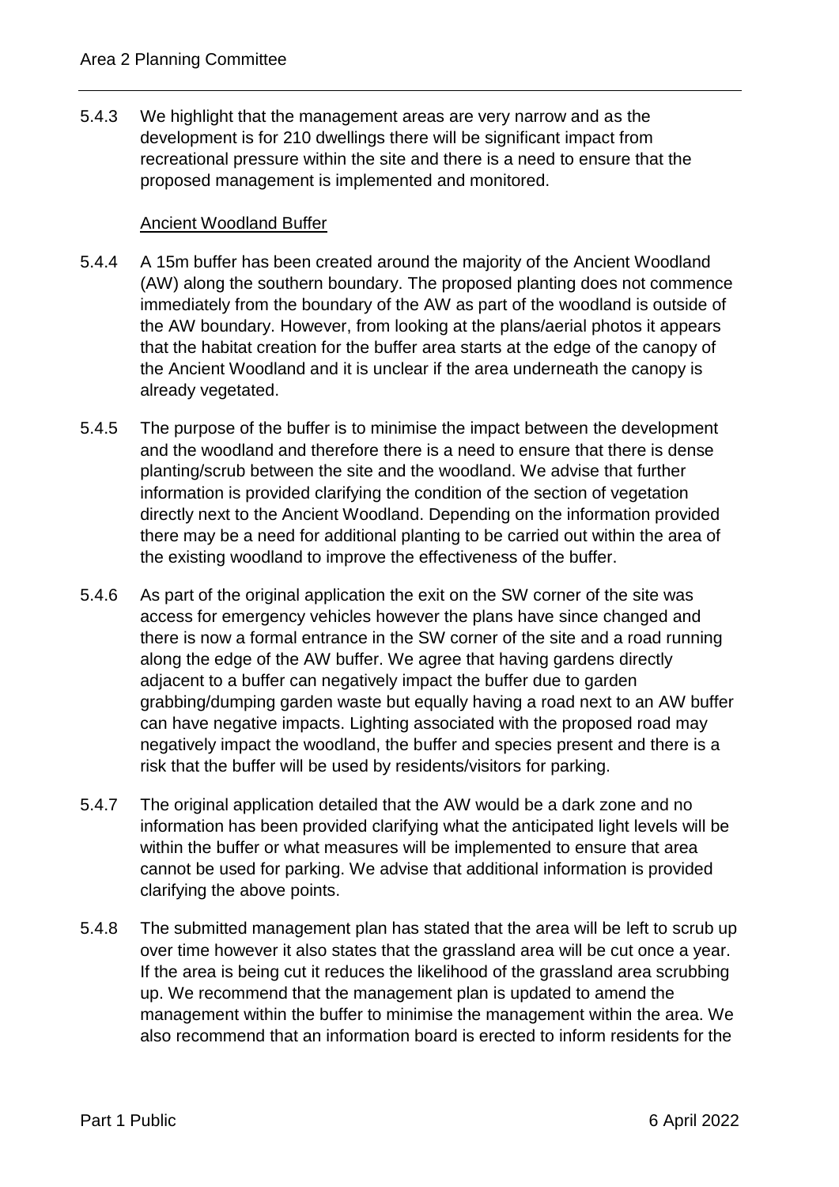5.4.3 We highlight that the management areas are very narrow and as the development is for 210 dwellings there will be significant impact from recreational pressure within the site and there is a need to ensure that the proposed management is implemented and monitored.

Ancient Woodland Buffer

5.4.4 A 15m buffer has been created around the majority of the Ancient Woodland (AW) along the southern boundary. The proposed planting does not commence immediately from the boundary of the AW as part of the woodland is outside of the AW boundary. However, from looking at the plans/aerial photos it appears that the habitat creation for the buffer area starts at the edge of the canopy of the Ancient Woodland and it is unclear if the area underneath the canopy is already vegetated.

5.4.5 The purpose of the buffer is to minimise the impact between the development and the woodland and therefore there is a need to ensure that there is dense planting/scrub between the site and the woodland. We advise that further information is provided clarifying the condition of the section of vegetation directly next to the Ancient Woodland. Depending on the information provided there may be a need for additional planting to be carried out within the area of the existing woodland to improve the effectiveness of the buffer.

5.4.6 As part of the original application the exit on the SW corner of the site was access for emergency vehicles however the plans have since changed and there is now a formal entrance in the SW corner of the site and a road running along the edge of the AW buffer. We agree that having gardens directly adjacent to a buffer can negatively impact the buffer due to garden grabbing/dumping garden waste but equally having a road next to an AW buffer can have negative impacts. Lighting associated with the proposed road may negatively impact the woodland, the buffer and species present and there is a risk that the buffer will be used by residents/visitors for parking.

5.4.7 The original application detailed that the AW would be a dark zone and no information has been provided clarifying what the anticipated light levels will be within the buffer or what measures will be implemented to ensure that area cannot be used for parking. We advise that additional information is provided clarifying the above points.

5.4.8 The submitted management plan has stated that the area will be left to scrub up over time however it also states that the grassland area will be cut once a year. If the area is being cut it reduces the likelihood of the grassland area scrubbing up. We recommend that the management plan is updated to amend the management within the buffer to minimise the management within the area. We also recommend that an information board is erected to inform residents for the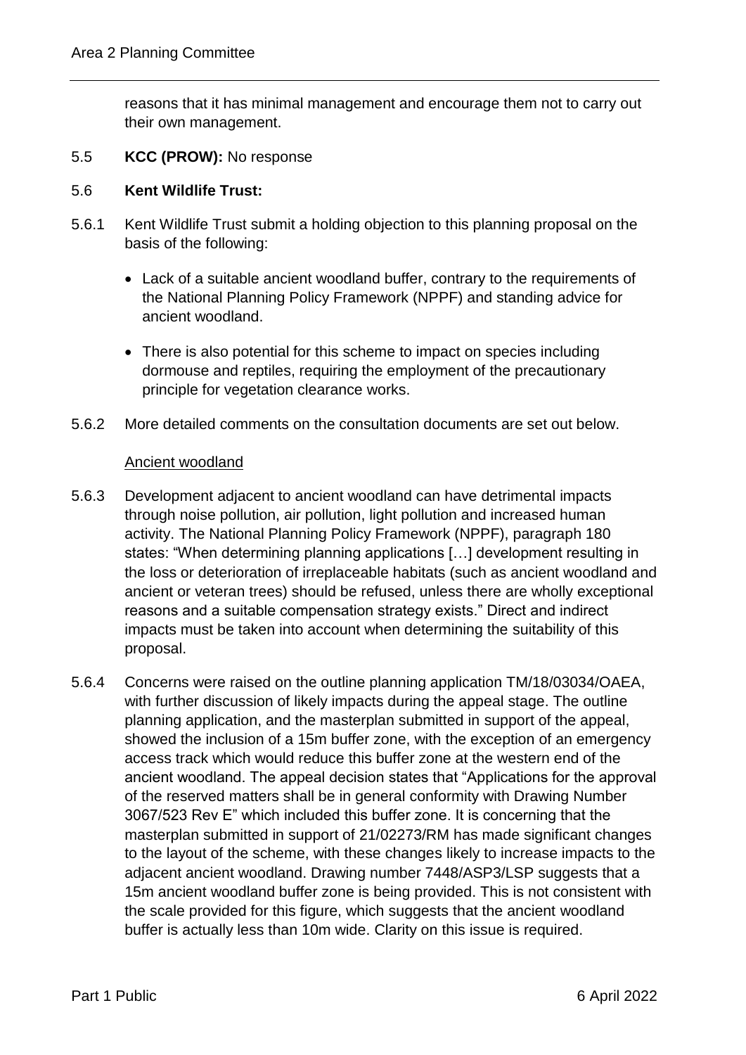reasons that it has minimal management and encourage them not to carry out their own management.

5.5 **KCC (PROW):** No response

5.6 **Kent Wildlife Trust:**

5.6.1 Kent Wildlife Trust submit a holding objection to this planning proposal on the basis of the following:

- Lack of a suitable ancient woodland buffer, contrary to the requirements of the National Planning Policy Framework (NPPF) and standing advice for ancient woodland.
- There is also potential for this scheme to impact on species including dormouse and reptiles, requiring the employment of the precautionary principle for vegetation clearance works.

5.6.2 More detailed comments on the consultation documents are set out below.

Ancient woodland

5.6.3 Development adjacent to ancient woodland can have detrimental impacts through noise pollution, air pollution, light pollution and increased human activity. The National Planning Policy Framework (NPPF), paragraph 180 states: "When determining planning applications […] development resulting in the loss or deterioration of irreplaceable habitats (such as ancient woodland and ancient or veteran trees) should be refused, unless there are wholly exceptional reasons and a suitable compensation strategy exists." Direct and indirect impacts must be taken into account when determining the suitability of this proposal.

5.6.4 Concerns were raised on the outline planning application TM/18/03034/OAEA, with further discussion of likely impacts during the appeal stage. The outline planning application, and the masterplan submitted in support of the appeal, showed the inclusion of a 15m buffer zone, with the exception of an emergency access track which would reduce this buffer zone at the western end of the ancient woodland. The appeal decision states that "Applications for the approval of the reserved matters shall be in general conformity with Drawing Number 3067/523 Rev E" which included this buffer zone. It is concerning that the masterplan submitted in support of 21/02273/RM has made significant changes to the layout of the scheme, with these changes likely to increase impacts to the adjacent ancient woodland. Drawing number 7448/ASP3/LSP suggests that a 15m ancient woodland buffer zone is being provided. This is not consistent with the scale provided for this figure, which suggests that the ancient woodland buffer is actually less than 10m wide. Clarity on this issue is required.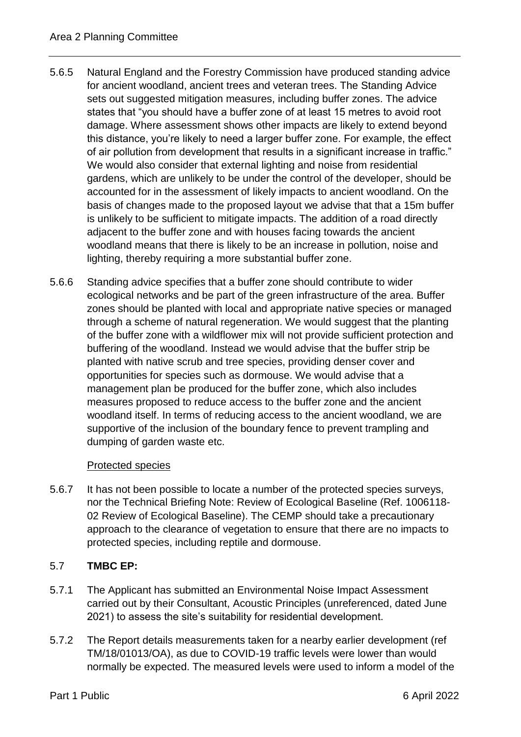5.6.5 Natural England and the Forestry Commission have produced standing advice for ancient woodland, ancient trees and veteran trees. The Standing Advice sets out suggested mitigation measures, including buffer zones. The advice states that "you should have a buffer zone of at least 15 metres to avoid root damage. Where assessment shows other impacts are likely to extend beyond this distance, you're likely to need a larger buffer zone. For example, the effect of air pollution from development that results in a significant increase in traffic." We would also consider that external lighting and noise from residential gardens, which are unlikely to be under the control of the developer, should be accounted for in the assessment of likely impacts to ancient woodland. On the basis of changes made to the proposed layout we advise that that a 15m buffer is unlikely to be sufficient to mitigate impacts. The addition of a road directly adjacent to the buffer zone and with houses facing towards the ancient woodland means that there is likely to be an increase in pollution, noise and lighting, thereby requiring a more substantial buffer zone.

5.6.6 Standing advice specifies that a buffer zone should contribute to wider ecological networks and be part of the green infrastructure of the area. Buffer zones should be planted with local and appropriate native species or managed through a scheme of natural regeneration. We would suggest that the planting of the buffer zone with a wildflower mix will not provide sufficient protection and buffering of the woodland. Instead we would advise that the buffer strip be planted with native scrub and tree species, providing denser cover and opportunities for species such as dormouse. We would advise that a management plan be produced for the buffer zone, which also includes measures proposed to reduce access to the buffer zone and the ancient woodland itself. In terms of reducing access to the ancient woodland, we are supportive of the inclusion of the boundary fence to prevent trampling and dumping of garden waste etc.

Protected species

5.6.7 It has not been possible to locate a number of the protected species surveys, nor the Technical Briefing Note: Review of Ecological Baseline (Ref. 1006118-02 Review of Ecological Baseline). The CEMP should take a precautionary approach to the clearance of vegetation to ensure that there are no impacts to protected species, including reptile and dormouse.

## 5.7 **TMBC EP:**

5.7.1 The Applicant has submitted an Environmental Noise Impact Assessment carried out by their Consultant, Acoustic Principles (unreferenced, dated June 2021) to assess the site's suitability for residential development.

5.7.2 The Report details measurements taken for a nearby earlier development (ref TM/18/01013/OA), as due to COVID-19 traffic levels were lower than would normally be expected. The measured levels were used to inform a model of the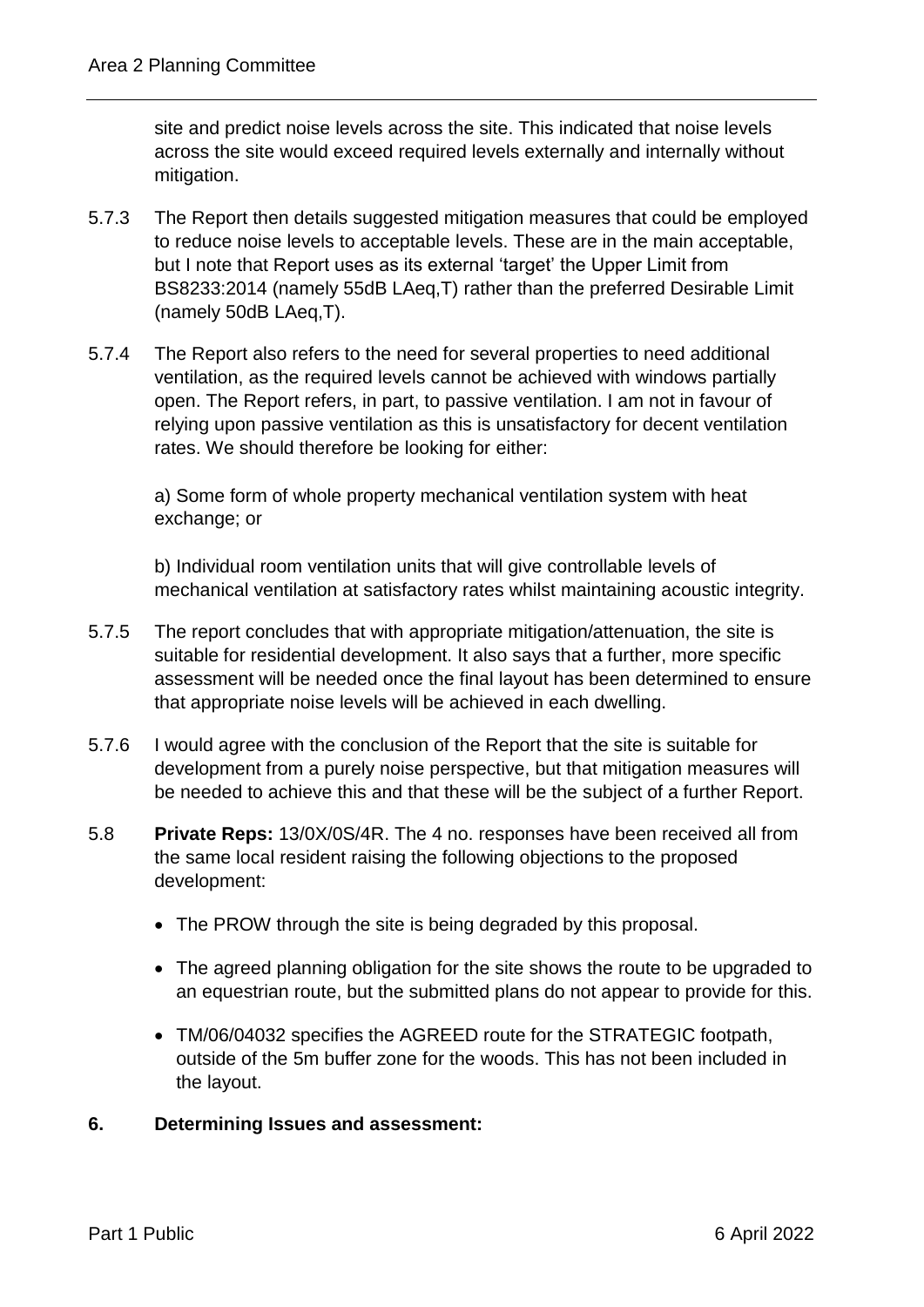site and predict noise levels across the site. This indicated that noise levels across the site would exceed required levels externally and internally without mitigation.

5.7.3 The Report then details suggested mitigation measures that could be employed to reduce noise levels to acceptable levels. These are in the main acceptable, but I note that Report uses as its external 'target' the Upper Limit from BS8233:2014 (namely 55dB LAeq,T) rather than the preferred Desirable Limit (namely 50dB LAeq,T).

5.7.4 The Report also refers to the need for several properties to need additional ventilation, as the required levels cannot be achieved with windows partially open. The Report refers, in part, to passive ventilation. I am not in favour of relying upon passive ventilation as this is unsatisfactory for decent ventilation rates. We should therefore be looking for either:

a) Some form of whole property mechanical ventilation system with heat exchange; or

b) Individual room ventilation units that will give controllable levels of mechanical ventilation at satisfactory rates whilst maintaining acoustic integrity.

5.7.5 The report concludes that with appropriate mitigation/attenuation, the site is suitable for residential development. It also says that a further, more specific assessment will be needed once the final layout has been determined to ensure that appropriate noise levels will be achieved in each dwelling.

5.7.6 I would agree with the conclusion of the Report that the site is suitable for development from a purely noise perspective, but that mitigation measures will be needed to achieve this and that these will be the subject of a further Report.

5.8 **Private Reps:** 13/0X/0S/4R. The 4 no. responses have been received all from the same local resident raising the following objections to the proposed development:

- The PROW through the site is being degraded by this proposal.
- The agreed planning obligation for the site shows the route to be upgraded to an equestrian route, but the submitted plans do not appear to provide for this.
- TM/06/04032 specifies the AGREED route for the STRATEGIC footpath, outside of the 5m buffer zone for the woods. This has not been included in the layout.

## 6. Determining Issues and assessment: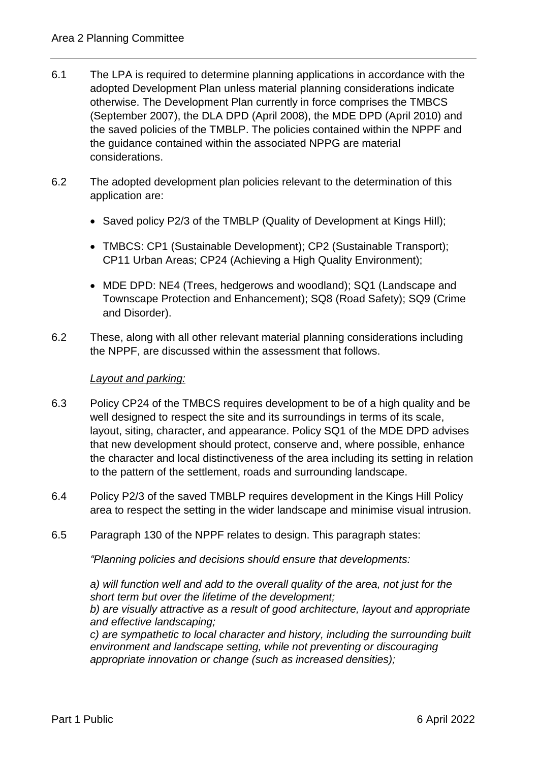6.1 The LPA is required to determine planning applications in accordance with the adopted Development Plan unless material planning considerations indicate otherwise. The Development Plan currently in force comprises the TMBCS (September 2007), the DLA DPD (April 2008), the MDE DPD (April 2010) and the saved policies of the TMBLP. The policies contained within the NPPF and the guidance contained within the associated NPPG are material considerations.

6.2 The adopted development plan policies relevant to the determination of this application are:

- Saved policy P2/3 of the TMBLP (Quality of Development at Kings Hill);
- TMBCS: CP1 (Sustainable Development); CP2 (Sustainable Transport); CP11 Urban Areas; CP24 (Achieving a High Quality Environment);
- MDE DPD: NE4 (Trees, hedgerows and woodland); SQ1 (Landscape and Townscape Protection and Enhancement); SQ8 (Road Safety); SQ9 (Crime and Disorder).

6.2 These, along with all other relevant material planning considerations including the NPPF, are discussed within the assessment that follows.

*Layout and parking:*

6.3 Policy CP24 of the TMBCS requires development to be of a high quality and be well designed to respect the site and its surroundings in terms of its scale, layout, siting, character, and appearance. Policy SQ1 of the MDE DPD advises that new development should protect, conserve and, where possible, enhance the character and local distinctiveness of the area including its setting in relation to the pattern of the settlement, roads and surrounding landscape.

6.4 Policy P2/3 of the saved TMBLP requires development in the Kings Hill Policy area to respect the setting in the wider landscape and minimise visual intrusion.

6.5 Paragraph 130 of the NPPF relates to design. This paragraph states:

*"Planning policies and decisions should ensure that developments:*

*a) will function well and add to the overall quality of the area, not just for the short term but over the lifetime of the development;*
*b) are visually attractive as a result of good architecture, layout and appropriate and effective landscaping;*
*c) are sympathetic to local character and history, including the surrounding built environment and landscape setting, while not preventing or discouraging appropriate innovation or change (such as increased densities);*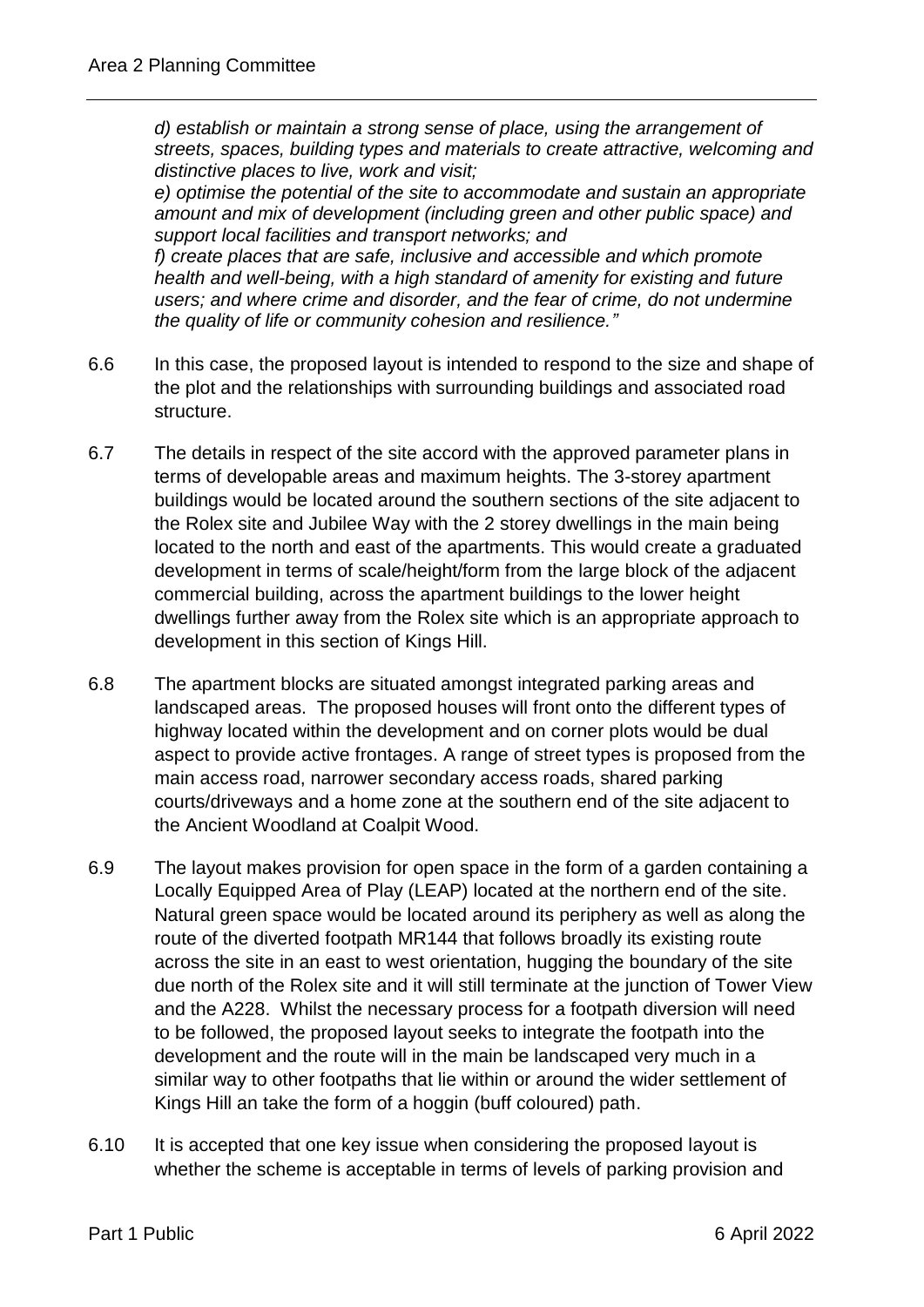*d) establish or maintain a strong sense of place, using the arrangement of streets, spaces, building types and materials to create attractive, welcoming and distinctive places to live, work and visit;*

*e) optimise the potential of the site to accommodate and sustain an appropriate amount and mix of development (including green and other public space) and support local facilities and transport networks; and*

*f) create places that are safe, inclusive and accessible and which promote health and well-being, with a high standard of amenity for existing and future users; and where crime and disorder, and the fear of crime, do not undermine the quality of life or community cohesion and resilience."*

6.6 In this case, the proposed layout is intended to respond to the size and shape of the plot and the relationships with surrounding buildings and associated road structure.

6.7 The details in respect of the site accord with the approved parameter plans in terms of developable areas and maximum heights. The 3-storey apartment buildings would be located around the southern sections of the site adjacent to the Rolex site and Jubilee Way with the 2 storey dwellings in the main being located to the north and east of the apartments. This would create a graduated development in terms of scale/height/form from the large block of the adjacent commercial building, across the apartment buildings to the lower height dwellings further away from the Rolex site which is an appropriate approach to development in this section of Kings Hill.

6.8 The apartment blocks are situated amongst integrated parking areas and landscaped areas. The proposed houses will front onto the different types of highway located within the development and on corner plots would be dual aspect to provide active frontages. A range of street types is proposed from the main access road, narrower secondary access roads, shared parking courts/driveways and a home zone at the southern end of the site adjacent to the Ancient Woodland at Coalpit Wood.

6.9 The layout makes provision for open space in the form of a garden containing a Locally Equipped Area of Play (LEAP) located at the northern end of the site. Natural green space would be located around its periphery as well as along the route of the diverted footpath MR144 that follows broadly its existing route across the site in an east to west orientation, hugging the boundary of the site due north of the Rolex site and it will still terminate at the junction of Tower View and the A228. Whilst the necessary process for a footpath diversion will need to be followed, the proposed layout seeks to integrate the footpath into the development and the route will in the main be landscaped very much in a similar way to other footpaths that lie within or around the wider settlement of Kings Hill an take the form of a hoggin (buff coloured) path.

6.10 It is accepted that one key issue when considering the proposed layout is whether the scheme is acceptable in terms of levels of parking provision and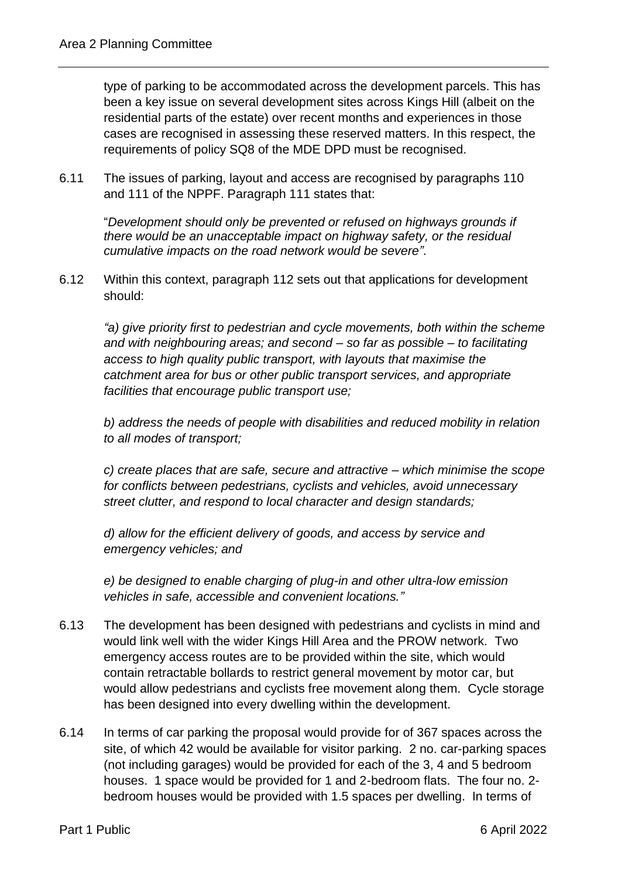type of parking to be accommodated across the development parcels. This has been a key issue on several development sites across Kings Hill (albeit on the residential parts of the estate) over recent months and experiences in those cases are recognised in assessing these reserved matters. In this respect, the requirements of policy SQ8 of the MDE DPD must be recognised.

6.11 The issues of parking, layout and access are recognised by paragraphs 110 and 111 of the NPPF. Paragraph 111 states that:

"*Development should only be prevented or refused on highways grounds if there would be an unacceptable impact on highway safety, or the residual cumulative impacts on the road network would be severe".*

6.12 Within this context, paragraph 112 sets out that applications for development should:

*"a) give priority first to pedestrian and cycle movements, both within the scheme and with neighbouring areas; and second – so far as possible – to facilitating access to high quality public transport, with layouts that maximise the catchment area for bus or other public transport services, and appropriate facilities that encourage public transport use;*

*b) address the needs of people with disabilities and reduced mobility in relation to all modes of transport;*

*c) create places that are safe, secure and attractive – which minimise the scope for conflicts between pedestrians, cyclists and vehicles, avoid unnecessary street clutter, and respond to local character and design standards;*

*d) allow for the efficient delivery of goods, and access by service and emergency vehicles; and*

*e) be designed to enable charging of plug-in and other ultra-low emission vehicles in safe, accessible and convenient locations."*

6.13 The development has been designed with pedestrians and cyclists in mind and would link well with the wider Kings Hill Area and the PROW network. Two emergency access routes are to be provided within the site, which would contain retractable bollards to restrict general movement by motor car, but would allow pedestrians and cyclists free movement along them. Cycle storage has been designed into every dwelling within the development.

6.14 In terms of car parking the proposal would provide for of 367 spaces across the site, of which 42 would be available for visitor parking. 2 no. car-parking spaces (not including garages) would be provided for each of the 3, 4 and 5 bedroom houses. 1 space would be provided for 1 and 2-bedroom flats. The four no. 2-bedroom houses would be provided with 1.5 spaces per dwelling. In terms of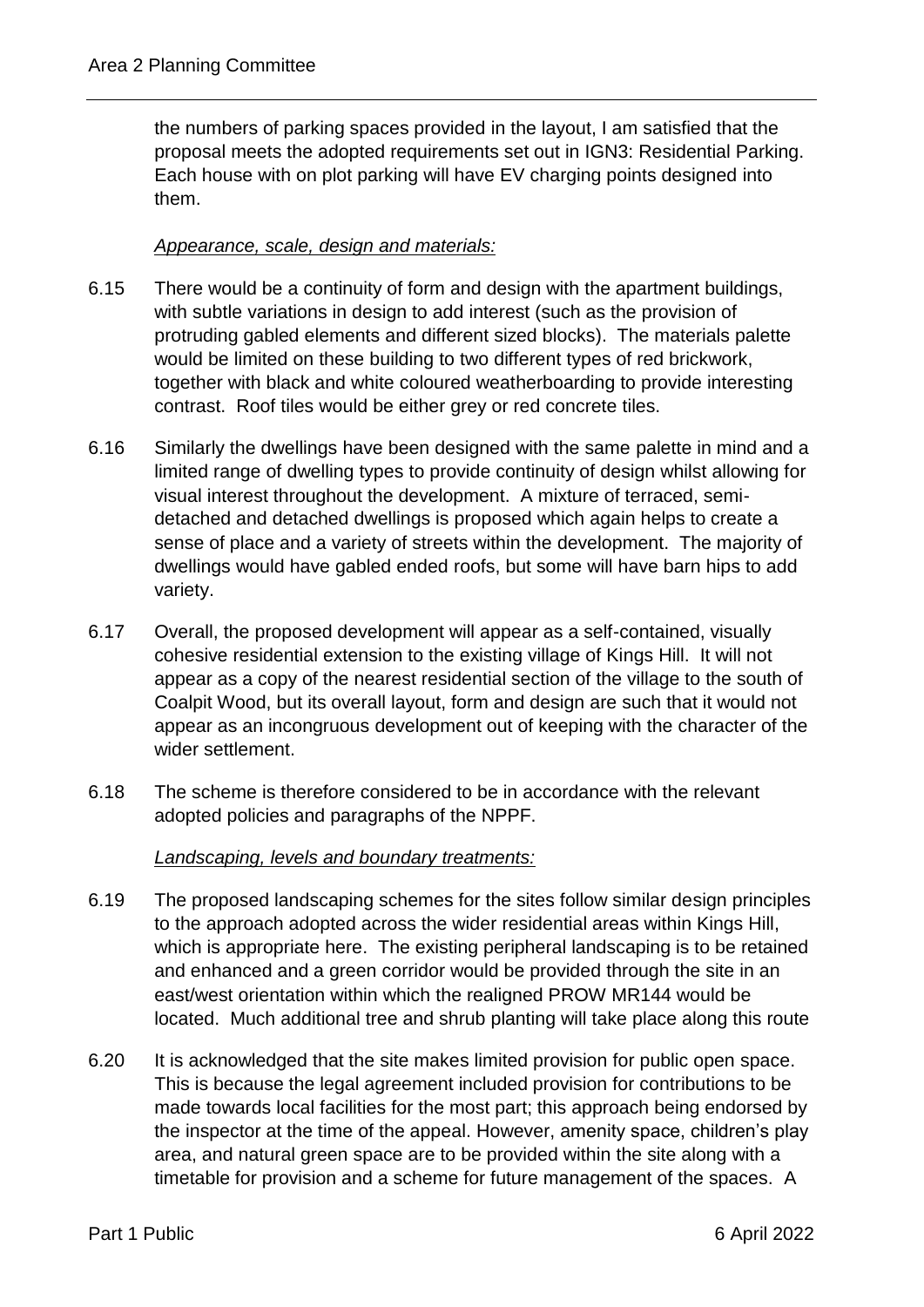the numbers of parking spaces provided in the layout, I am satisfied that the proposal meets the adopted requirements set out in IGN3: Residential Parking. Each house with on plot parking will have EV charging points designed into them.

*Appearance, scale, design and materials:*

6.15 There would be a continuity of form and design with the apartment buildings, with subtle variations in design to add interest (such as the provision of protruding gabled elements and different sized blocks). The materials palette would be limited on these building to two different types of red brickwork, together with black and white coloured weatherboarding to provide interesting contrast. Roof tiles would be either grey or red concrete tiles.

6.16 Similarly the dwellings have been designed with the same palette in mind and a limited range of dwelling types to provide continuity of design whilst allowing for visual interest throughout the development. A mixture of terraced, semi-detached and detached dwellings is proposed which again helps to create a sense of place and a variety of streets within the development. The majority of dwellings would have gabled ended roofs, but some will have barn hips to add variety.

6.17 Overall, the proposed development will appear as a self-contained, visually cohesive residential extension to the existing village of Kings Hill. It will not appear as a copy of the nearest residential section of the village to the south of Coalpit Wood, but its overall layout, form and design are such that it would not appear as an incongruous development out of keeping with the character of the wider settlement.

6.18 The scheme is therefore considered to be in accordance with the relevant adopted policies and paragraphs of the NPPF.

*Landscaping, levels and boundary treatments:*

6.19 The proposed landscaping schemes for the sites follow similar design principles to the approach adopted across the wider residential areas within Kings Hill, which is appropriate here. The existing peripheral landscaping is to be retained and enhanced and a green corridor would be provided through the site in an east/west orientation within which the realigned PROW MR144 would be located. Much additional tree and shrub planting will take place along this route

6.20 It is acknowledged that the site makes limited provision for public open space. This is because the legal agreement included provision for contributions to be made towards local facilities for the most part; this approach being endorsed by the inspector at the time of the appeal. However, amenity space, children's play area, and natural green space are to be provided within the site along with a timetable for provision and a scheme for future management of the spaces. A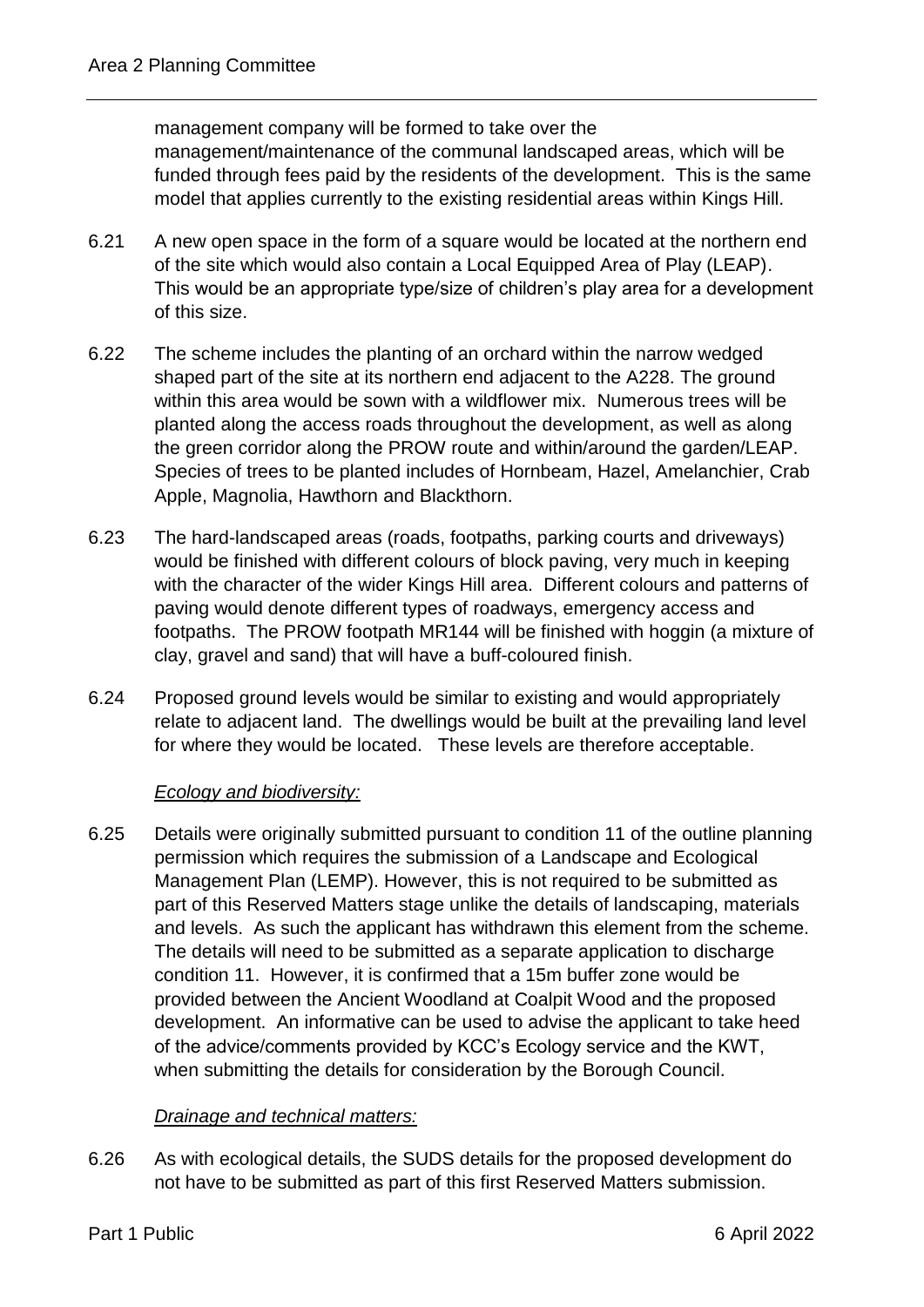management company will be formed to take over the management/maintenance of the communal landscaped areas, which will be funded through fees paid by the residents of the development. This is the same model that applies currently to the existing residential areas within Kings Hill.

6.21 A new open space in the form of a square would be located at the northern end of the site which would also contain a Local Equipped Area of Play (LEAP). This would be an appropriate type/size of children's play area for a development of this size.

6.22 The scheme includes the planting of an orchard within the narrow wedged shaped part of the site at its northern end adjacent to the A228. The ground within this area would be sown with a wildflower mix. Numerous trees will be planted along the access roads throughout the development, as well as along the green corridor along the PROW route and within/around the garden/LEAP. Species of trees to be planted includes of Hornbeam, Hazel, Amelanchier, Crab Apple, Magnolia, Hawthorn and Blackthorn.

6.23 The hard-landscaped areas (roads, footpaths, parking courts and driveways) would be finished with different colours of block paving, very much in keeping with the character of the wider Kings Hill area. Different colours and patterns of paving would denote different types of roadways, emergency access and footpaths. The PROW footpath MR144 will be finished with hoggin (a mixture of clay, gravel and sand) that will have a buff-coloured finish.

6.24 Proposed ground levels would be similar to existing and would appropriately relate to adjacent land. The dwellings would be built at the prevailing land level for where they would be located. These levels are therefore acceptable.

*Ecology and biodiversity:*

6.25 Details were originally submitted pursuant to condition 11 of the outline planning permission which requires the submission of a Landscape and Ecological Management Plan (LEMP). However, this is not required to be submitted as part of this Reserved Matters stage unlike the details of landscaping, materials and levels. As such the applicant has withdrawn this element from the scheme. The details will need to be submitted as a separate application to discharge condition 11. However, it is confirmed that a 15m buffer zone would be provided between the Ancient Woodland at Coalpit Wood and the proposed development. An informative can be used to advise the applicant to take heed of the advice/comments provided by KCC's Ecology service and the KWT, when submitting the details for consideration by the Borough Council.

*Drainage and technical matters:*

6.26 As with ecological details, the SUDS details for the proposed development do not have to be submitted as part of this first Reserved Matters submission.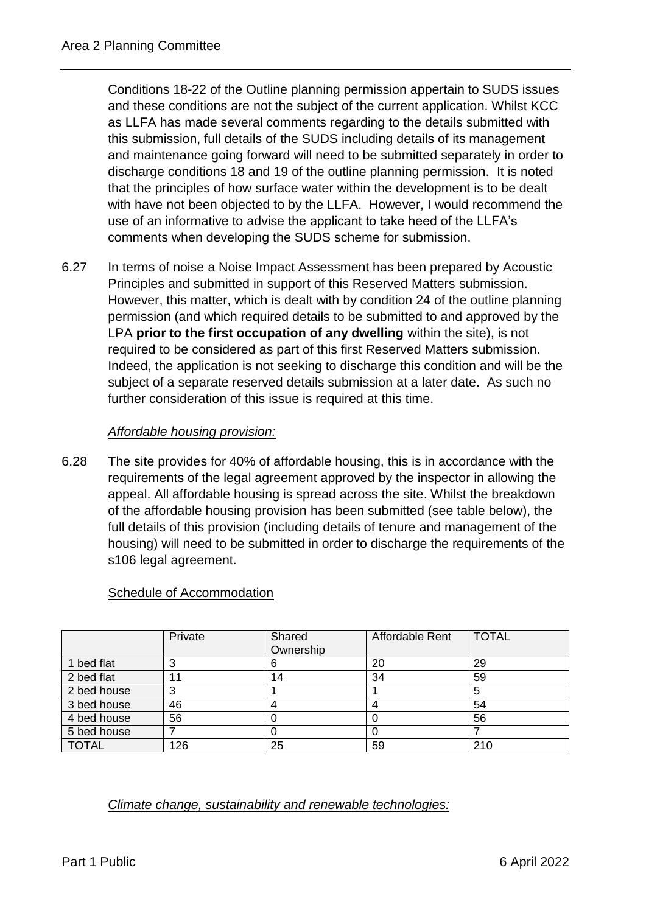Conditions 18-22 of the Outline planning permission appertain to SUDS issues and these conditions are not the subject of the current application. Whilst KCC as LLFA has made several comments regarding to the details submitted with this submission, full details of the SUDS including details of its management and maintenance going forward will need to be submitted separately in order to discharge conditions 18 and 19 of the outline planning permission. It is noted that the principles of how surface water within the development is to be dealt with have not been objected to by the LLFA. However, I would recommend the use of an informative to advise the applicant to take heed of the LLFA's comments when developing the SUDS scheme for submission.

6.27 In terms of noise a Noise Impact Assessment has been prepared by Acoustic Principles and submitted in support of this Reserved Matters submission. However, this matter, which is dealt with by condition 24 of the outline planning permission (and which required details to be submitted to and approved by the LPA **prior to the first occupation of any dwelling** within the site), is not required to be considered as part of this first Reserved Matters submission. Indeed, the application is not seeking to discharge this condition and will be the subject of a separate reserved details submission at a later date. As such no further consideration of this issue is required at this time.

*Affordable housing provision:*

6.28 The site provides for 40% of affordable housing, this is in accordance with the requirements of the legal agreement approved by the inspector in allowing the appeal. All affordable housing is spread across the site. Whilst the breakdown of the affordable housing provision has been submitted (see table below), the full details of this provision (including details of tenure and management of the housing) will need to be submitted in order to discharge the requirements of the s106 legal agreement.

Schedule of Accommodation

| | Private | Shared Ownership | Affordable Rent | TOTAL |
|---|---|---|---|---|
| 1 bed flat | 3 | 6 | 20 | 29 |
| 2 bed flat | 11 | 14 | 34 | 59 |
| 2 bed house | 3 | 1 | 1 | 5 |
| 3 bed house | 46 | 4 | 4 | 54 |
| 4 bed house | 56 | 0 | 0 | 56 |
| 5 bed house | 7 | 0 | 0 | 7 |
| TOTAL | 126 | 25 | 59 | 210 |

*Climate change, sustainability and renewable technologies:*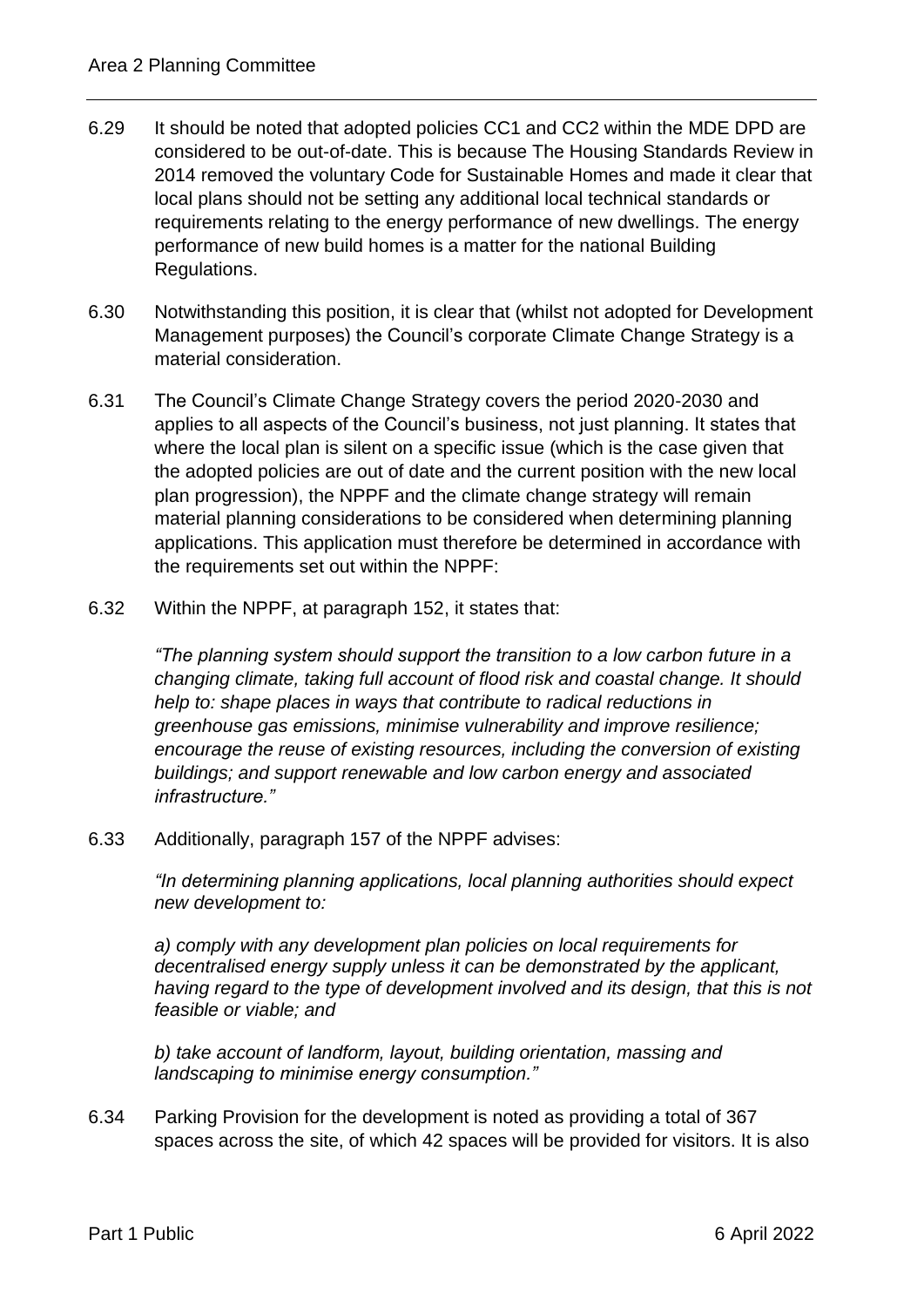6.29 It should be noted that adopted policies CC1 and CC2 within the MDE DPD are considered to be out-of-date. This is because The Housing Standards Review in 2014 removed the voluntary Code for Sustainable Homes and made it clear that local plans should not be setting any additional local technical standards or requirements relating to the energy performance of new dwellings. The energy performance of new build homes is a matter for the national Building Regulations.

6.30 Notwithstanding this position, it is clear that (whilst not adopted for Development Management purposes) the Council's corporate Climate Change Strategy is a material consideration.

6.31 The Council's Climate Change Strategy covers the period 2020-2030 and applies to all aspects of the Council's business, not just planning. It states that where the local plan is silent on a specific issue (which is the case given that the adopted policies are out of date and the current position with the new local plan progression), the NPPF and the climate change strategy will remain material planning considerations to be considered when determining planning applications. This application must therefore be determined in accordance with the requirements set out within the NPPF:

6.32 Within the NPPF, at paragraph 152, it states that:

> *"The planning system should support the transition to a low carbon future in a changing climate, taking full account of flood risk and coastal change. It should help to: shape places in ways that contribute to radical reductions in greenhouse gas emissions, minimise vulnerability and improve resilience; encourage the reuse of existing resources, including the conversion of existing buildings; and support renewable and low carbon energy and associated infrastructure."*

6.33 Additionally, paragraph 157 of the NPPF advises:

> *"In determining planning applications, local planning authorities should expect new development to:*
>
> *a) comply with any development plan policies on local requirements for decentralised energy supply unless it can be demonstrated by the applicant, having regard to the type of development involved and its design, that this is not feasible or viable; and*
>
> *b) take account of landform, layout, building orientation, massing and landscaping to minimise energy consumption."*

6.34 Parking Provision for the development is noted as providing a total of 367 spaces across the site, of which 42 spaces will be provided for visitors. It is also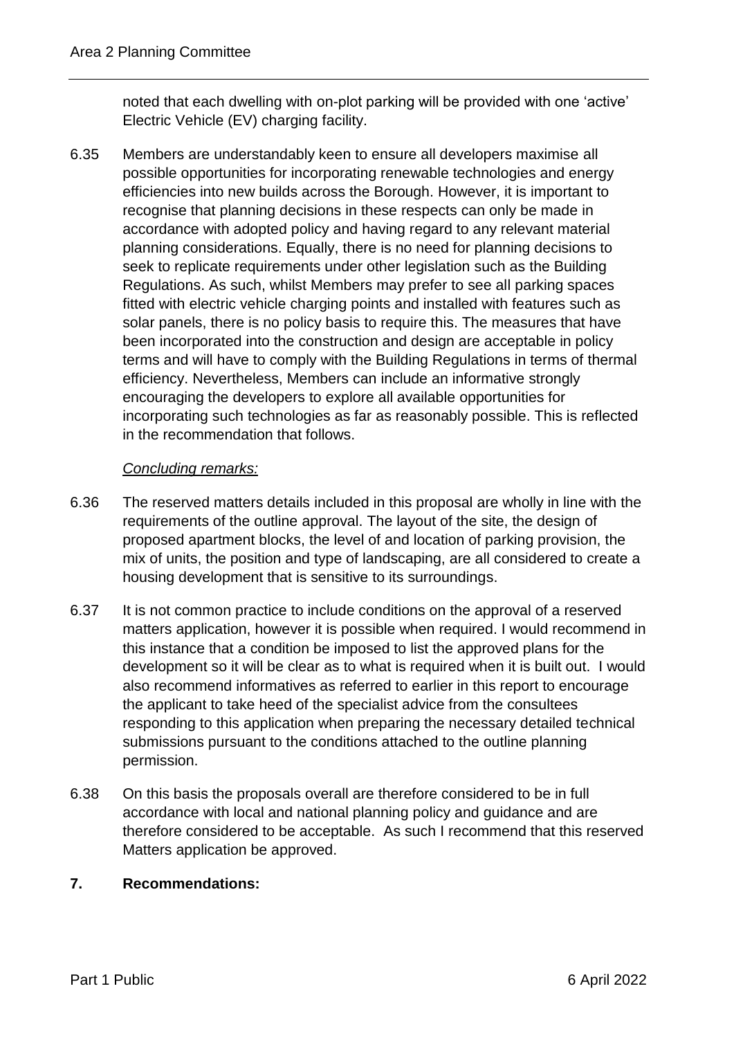noted that each dwelling with on-plot parking will be provided with one 'active' Electric Vehicle (EV) charging facility.

6.35 Members are understandably keen to ensure all developers maximise all possible opportunities for incorporating renewable technologies and energy efficiencies into new builds across the Borough. However, it is important to recognise that planning decisions in these respects can only be made in accordance with adopted policy and having regard to any relevant material planning considerations. Equally, there is no need for planning decisions to seek to replicate requirements under other legislation such as the Building Regulations. As such, whilst Members may prefer to see all parking spaces fitted with electric vehicle charging points and installed with features such as solar panels, there is no policy basis to require this. The measures that have been incorporated into the construction and design are acceptable in policy terms and will have to comply with the Building Regulations in terms of thermal efficiency. Nevertheless, Members can include an informative strongly encouraging the developers to explore all available opportunities for incorporating such technologies as far as reasonably possible. This is reflected in the recommendation that follows.

*Concluding remarks:*

6.36 The reserved matters details included in this proposal are wholly in line with the requirements of the outline approval. The layout of the site, the design of proposed apartment blocks, the level of and location of parking provision, the mix of units, the position and type of landscaping, are all considered to create a housing development that is sensitive to its surroundings.

6.37 It is not common practice to include conditions on the approval of a reserved matters application, however it is possible when required. I would recommend in this instance that a condition be imposed to list the approved plans for the development so it will be clear as to what is required when it is built out. I would also recommend informatives as referred to earlier in this report to encourage the applicant to take heed of the specialist advice from the consultees responding to this application when preparing the necessary detailed technical submissions pursuant to the conditions attached to the outline planning permission.

6.38 On this basis the proposals overall are therefore considered to be in full accordance with local and national planning policy and guidance and are therefore considered to be acceptable. As such I recommend that this reserved Matters application be approved.

## 7. Recommendations: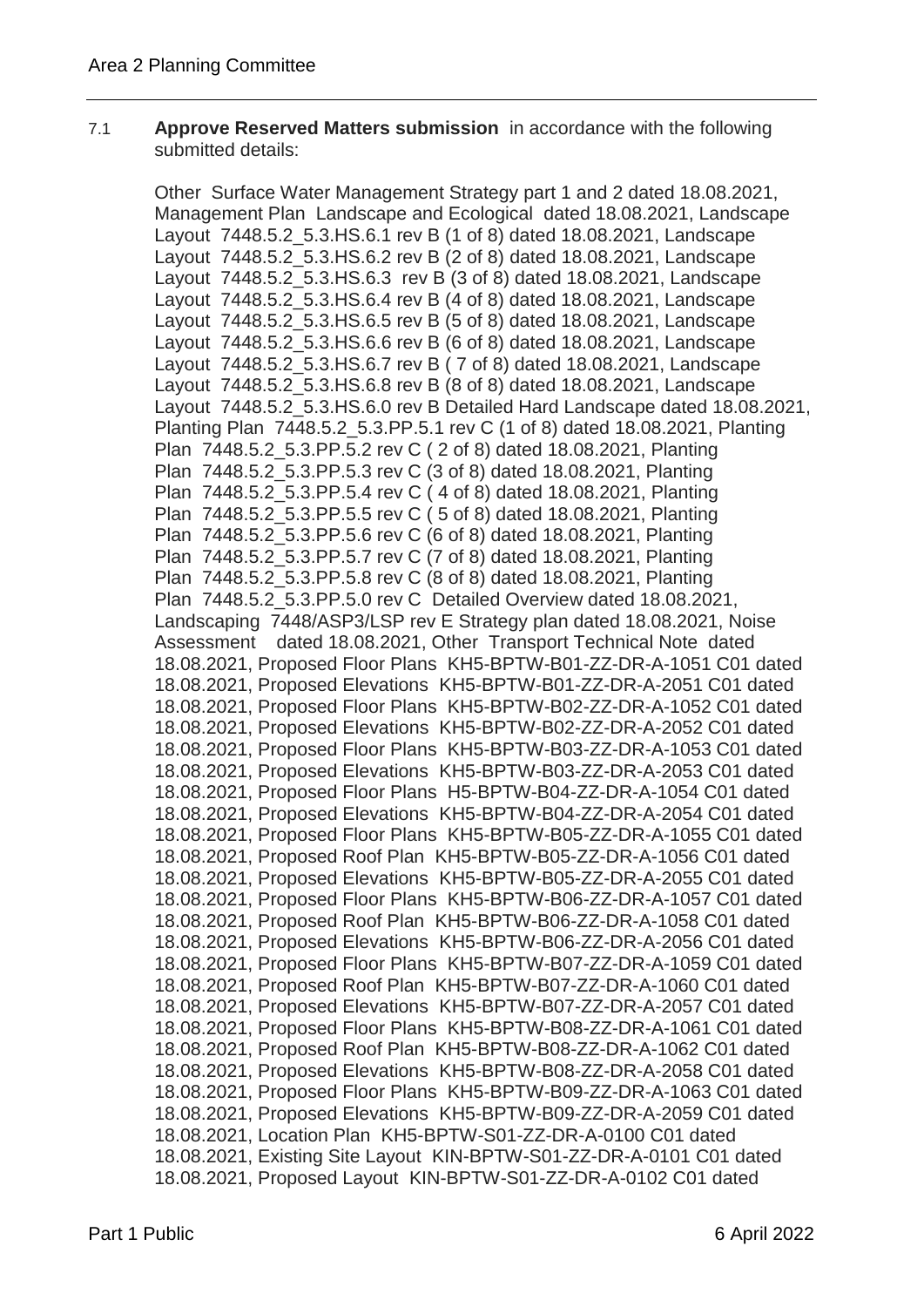7.1 **Approve Reserved Matters submission** in accordance with the following submitted details:

Other Surface Water Management Strategy part 1 and 2 dated 18.08.2021, Management Plan Landscape and Ecological dated 18.08.2021, Landscape Layout 7448.5.2_5.3.HS.6.1 rev B (1 of 8) dated 18.08.2021, Landscape Layout 7448.5.2_5.3.HS.6.2 rev B (2 of 8) dated 18.08.2021, Landscape Layout 7448.5.2_5.3.HS.6.3 rev B (3 of 8) dated 18.08.2021, Landscape Layout 7448.5.2_5.3.HS.6.4 rev B (4 of 8) dated 18.08.2021, Landscape Layout 7448.5.2_5.3.HS.6.5 rev B (5 of 8) dated 18.08.2021, Landscape Layout 7448.5.2_5.3.HS.6.6 rev B (6 of 8) dated 18.08.2021, Landscape Layout 7448.5.2_5.3.HS.6.7 rev B ( 7 of 8) dated 18.08.2021, Landscape Layout 7448.5.2_5.3.HS.6.8 rev B (8 of 8) dated 18.08.2021, Landscape Layout 7448.5.2_5.3.HS.6.0 rev B Detailed Hard Landscape dated 18.08.2021, Planting Plan 7448.5.2_5.3.PP.5.1 rev C (1 of 8) dated 18.08.2021, Planting Plan 7448.5.2_5.3.PP.5.2 rev C ( 2 of 8) dated 18.08.2021, Planting Plan 7448.5.2_5.3.PP.5.3 rev C (3 of 8) dated 18.08.2021, Planting Plan 7448.5.2_5.3.PP.5.4 rev C ( 4 of 8) dated 18.08.2021, Planting Plan 7448.5.2_5.3.PP.5.5 rev C ( 5 of 8) dated 18.08.2021, Planting Plan 7448.5.2_5.3.PP.5.6 rev C (6 of 8) dated 18.08.2021, Planting Plan 7448.5.2_5.3.PP.5.7 rev C (7 of 8) dated 18.08.2021, Planting Plan 7448.5.2_5.3.PP.5.8 rev C (8 of 8) dated 18.08.2021, Planting Plan 7448.5.2_5.3.PP.5.0 rev C Detailed Overview dated 18.08.2021, Landscaping 7448/ASP3/LSP rev E Strategy plan dated 18.08.2021, Noise Assessment dated 18.08.2021, Other Transport Technical Note dated 18.08.2021, Proposed Floor Plans KH5-BPTW-B01-ZZ-DR-A-1051 C01 dated 18.08.2021, Proposed Elevations KH5-BPTW-B01-ZZ-DR-A-2051 C01 dated 18.08.2021, Proposed Floor Plans KH5-BPTW-B02-ZZ-DR-A-1052 C01 dated 18.08.2021, Proposed Elevations KH5-BPTW-B02-ZZ-DR-A-2052 C01 dated 18.08.2021, Proposed Floor Plans KH5-BPTW-B03-ZZ-DR-A-1053 C01 dated 18.08.2021, Proposed Elevations KH5-BPTW-B03-ZZ-DR-A-2053 C01 dated 18.08.2021, Proposed Floor Plans H5-BPTW-B04-ZZ-DR-A-1054 C01 dated 18.08.2021, Proposed Elevations KH5-BPTW-B04-ZZ-DR-A-2054 C01 dated 18.08.2021, Proposed Floor Plans KH5-BPTW-B05-ZZ-DR-A-1055 C01 dated 18.08.2021, Proposed Roof Plan KH5-BPTW-B05-ZZ-DR-A-1056 C01 dated 18.08.2021, Proposed Elevations KH5-BPTW-B05-ZZ-DR-A-2055 C01 dated 18.08.2021, Proposed Floor Plans KH5-BPTW-B06-ZZ-DR-A-1057 C01 dated 18.08.2021, Proposed Roof Plan KH5-BPTW-B06-ZZ-DR-A-1058 C01 dated 18.08.2021, Proposed Elevations KH5-BPTW-B06-ZZ-DR-A-2056 C01 dated 18.08.2021, Proposed Floor Plans KH5-BPTW-B07-ZZ-DR-A-1059 C01 dated 18.08.2021, Proposed Roof Plan KH5-BPTW-B07-ZZ-DR-A-1060 C01 dated 18.08.2021, Proposed Elevations KH5-BPTW-B07-ZZ-DR-A-2057 C01 dated 18.08.2021, Proposed Floor Plans KH5-BPTW-B08-ZZ-DR-A-1061 C01 dated 18.08.2021, Proposed Roof Plan KH5-BPTW-B08-ZZ-DR-A-1062 C01 dated 18.08.2021, Proposed Elevations KH5-BPTW-B08-ZZ-DR-A-2058 C01 dated 18.08.2021, Proposed Floor Plans KH5-BPTW-B09-ZZ-DR-A-1063 C01 dated 18.08.2021, Proposed Elevations KH5-BPTW-B09-ZZ-DR-A-2059 C01 dated 18.08.2021, Location Plan KH5-BPTW-S01-ZZ-DR-A-0100 C01 dated 18.08.2021, Existing Site Layout KIN-BPTW-S01-ZZ-DR-A-0101 C01 dated 18.08.2021, Proposed Layout KIN-BPTW-S01-ZZ-DR-A-0102 C01 dated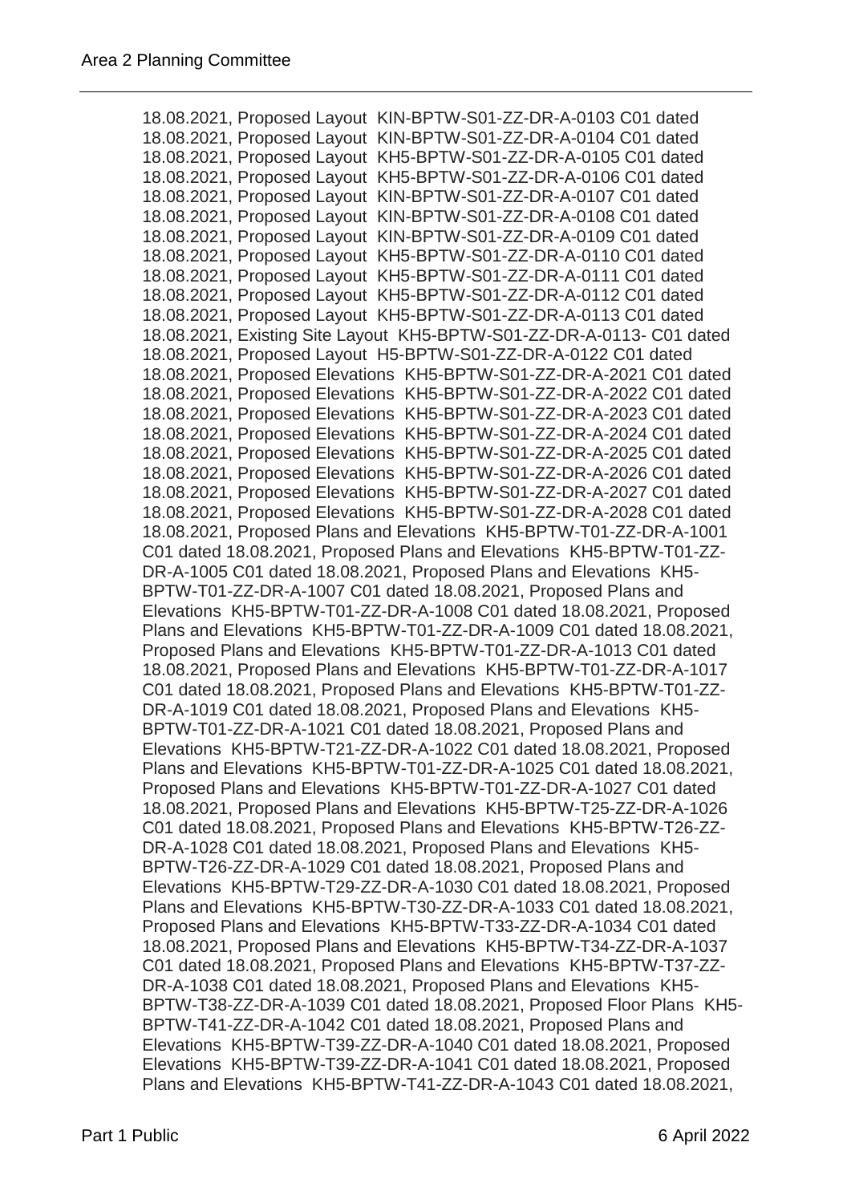18.08.2021, Proposed Layout  KIN-BPTW-S01-ZZ-DR-A-0103 C01 dated 18.08.2021, Proposed Layout  KIN-BPTW-S01-ZZ-DR-A-0104 C01 dated 18.08.2021, Proposed Layout  KH5-BPTW-S01-ZZ-DR-A-0105 C01 dated 18.08.2021, Proposed Layout  KH5-BPTW-S01-ZZ-DR-A-0106 C01 dated 18.08.2021, Proposed Layout  KIN-BPTW-S01-ZZ-DR-A-0107 C01 dated 18.08.2021, Proposed Layout  KIN-BPTW-S01-ZZ-DR-A-0108 C01 dated 18.08.2021, Proposed Layout  KIN-BPTW-S01-ZZ-DR-A-0109 C01 dated 18.08.2021, Proposed Layout  KH5-BPTW-S01-ZZ-DR-A-0110 C01 dated 18.08.2021, Proposed Layout  KH5-BPTW-S01-ZZ-DR-A-0111 C01 dated 18.08.2021, Proposed Layout  KH5-BPTW-S01-ZZ-DR-A-0112 C01 dated 18.08.2021, Proposed Layout  KH5-BPTW-S01-ZZ-DR-A-0113 C01 dated 18.08.2021, Existing Site Layout  KH5-BPTW-S01-ZZ-DR-A-0113- C01 dated 18.08.2021, Proposed Layout  H5-BPTW-S01-ZZ-DR-A-0122 C01 dated 18.08.2021, Proposed Elevations  KH5-BPTW-S01-ZZ-DR-A-2021 C01 dated 18.08.2021, Proposed Elevations  KH5-BPTW-S01-ZZ-DR-A-2022 C01 dated 18.08.2021, Proposed Elevations  KH5-BPTW-S01-ZZ-DR-A-2023 C01 dated 18.08.2021, Proposed Elevations  KH5-BPTW-S01-ZZ-DR-A-2024 C01 dated 18.08.2021, Proposed Elevations  KH5-BPTW-S01-ZZ-DR-A-2025 C01 dated 18.08.2021, Proposed Elevations  KH5-BPTW-S01-ZZ-DR-A-2026 C01 dated 18.08.2021, Proposed Elevations  KH5-BPTW-S01-ZZ-DR-A-2027 C01 dated 18.08.2021, Proposed Elevations  KH5-BPTW-S01-ZZ-DR-A-2028 C01 dated 18.08.2021, Proposed Plans and Elevations  KH5-BPTW-T01-ZZ-DR-A-1001 C01 dated 18.08.2021, Proposed Plans and Elevations  KH5-BPTW-T01-ZZ-DR-A-1005 C01 dated 18.08.2021, Proposed Plans and Elevations  KH5-BPTW-T01-ZZ-DR-A-1007 C01 dated 18.08.2021, Proposed Plans and Elevations  KH5-BPTW-T01-ZZ-DR-A-1008 C01 dated 18.08.2021, Proposed Plans and Elevations  KH5-BPTW-T01-ZZ-DR-A-1009 C01 dated 18.08.2021, Proposed Plans and Elevations  KH5-BPTW-T01-ZZ-DR-A-1013 C01 dated 18.08.2021, Proposed Plans and Elevations  KH5-BPTW-T01-ZZ-DR-A-1017 C01 dated 18.08.2021, Proposed Plans and Elevations  KH5-BPTW-T01-ZZ-DR-A-1019 C01 dated 18.08.2021, Proposed Plans and Elevations  KH5-BPTW-T01-ZZ-DR-A-1021 C01 dated 18.08.2021, Proposed Plans and Elevations  KH5-BPTW-T21-ZZ-DR-A-1022 C01 dated 18.08.2021, Proposed Plans and Elevations  KH5-BPTW-T01-ZZ-DR-A-1025 C01 dated 18.08.2021, Proposed Plans and Elevations  KH5-BPTW-T01-ZZ-DR-A-1027 C01 dated 18.08.2021, Proposed Plans and Elevations  KH5-BPTW-T25-ZZ-DR-A-1026 C01 dated 18.08.2021, Proposed Plans and Elevations  KH5-BPTW-T26-ZZ-DR-A-1028 C01 dated 18.08.2021, Proposed Plans and Elevations  KH5-BPTW-T26-ZZ-DR-A-1029 C01 dated 18.08.2021, Proposed Plans and Elevations  KH5-BPTW-T29-ZZ-DR-A-1030 C01 dated 18.08.2021, Proposed Plans and Elevations  KH5-BPTW-T30-ZZ-DR-A-1033 C01 dated 18.08.2021, Proposed Plans and Elevations  KH5-BPTW-T33-ZZ-DR-A-1034 C01 dated 18.08.2021, Proposed Plans and Elevations  KH5-BPTW-T34-ZZ-DR-A-1037 C01 dated 18.08.2021, Proposed Plans and Elevations  KH5-BPTW-T37-ZZ-DR-A-1038 C01 dated 18.08.2021, Proposed Plans and Elevations  KH5-BPTW-T38-ZZ-DR-A-1039 C01 dated 18.08.2021, Proposed Floor Plans  KH5-BPTW-T41-ZZ-DR-A-1042 C01 dated 18.08.2021, Proposed Plans and Elevations  KH5-BPTW-T39-ZZ-DR-A-1040 C01 dated 18.08.2021, Proposed Elevations  KH5-BPTW-T39-ZZ-DR-A-1041 C01 dated 18.08.2021, Proposed Plans and Elevations  KH5-BPTW-T41-ZZ-DR-A-1043 C01 dated 18.08.2021,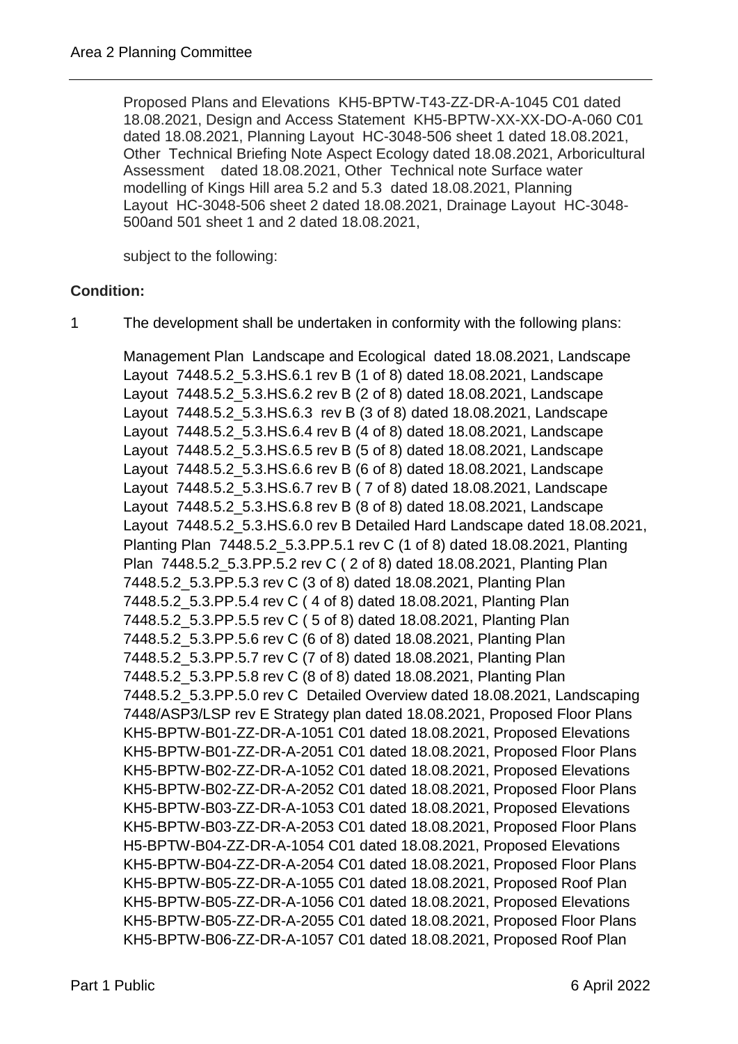Proposed Plans and Elevations KH5-BPTW-T43-ZZ-DR-A-1045 C01 dated 18.08.2021, Design and Access Statement KH5-BPTW-XX-XX-DO-A-060 C01 dated 18.08.2021, Planning Layout HC-3048-506 sheet 1 dated 18.08.2021, Other Technical Briefing Note Aspect Ecology dated 18.08.2021, Arboricultural Assessment dated 18.08.2021, Other Technical note Surface water modelling of Kings Hill area 5.2 and 5.3 dated 18.08.2021, Planning Layout HC-3048-506 sheet 2 dated 18.08.2021, Drainage Layout HC-3048-500and 501 sheet 1 and 2 dated 18.08.2021,

subject to the following:

**Condition:**

1 The development shall be undertaken in conformity with the following plans:

Management Plan Landscape and Ecological dated 18.08.2021, Landscape Layout 7448.5.2_5.3.HS.6.1 rev B (1 of 8) dated 18.08.2021, Landscape Layout 7448.5.2_5.3.HS.6.2 rev B (2 of 8) dated 18.08.2021, Landscape Layout 7448.5.2_5.3.HS.6.3 rev B (3 of 8) dated 18.08.2021, Landscape Layout 7448.5.2_5.3.HS.6.4 rev B (4 of 8) dated 18.08.2021, Landscape Layout 7448.5.2_5.3.HS.6.5 rev B (5 of 8) dated 18.08.2021, Landscape Layout 7448.5.2_5.3.HS.6.6 rev B (6 of 8) dated 18.08.2021, Landscape Layout 7448.5.2_5.3.HS.6.7 rev B ( 7 of 8) dated 18.08.2021, Landscape Layout 7448.5.2_5.3.HS.6.8 rev B (8 of 8) dated 18.08.2021, Landscape Layout 7448.5.2_5.3.HS.6.0 rev B Detailed Hard Landscape dated 18.08.2021, Planting Plan 7448.5.2_5.3.PP.5.1 rev C (1 of 8) dated 18.08.2021, Planting Plan 7448.5.2_5.3.PP.5.2 rev C ( 2 of 8) dated 18.08.2021, Planting Plan 7448.5.2_5.3.PP.5.3 rev C (3 of 8) dated 18.08.2021, Planting Plan 7448.5.2_5.3.PP.5.4 rev C ( 4 of 8) dated 18.08.2021, Planting Plan 7448.5.2_5.3.PP.5.5 rev C ( 5 of 8) dated 18.08.2021, Planting Plan 7448.5.2_5.3.PP.5.6 rev C (6 of 8) dated 18.08.2021, Planting Plan 7448.5.2_5.3.PP.5.7 rev C (7 of 8) dated 18.08.2021, Planting Plan 7448.5.2_5.3.PP.5.8 rev C (8 of 8) dated 18.08.2021, Planting Plan 7448.5.2_5.3.PP.5.0 rev C Detailed Overview dated 18.08.2021, Landscaping 7448/ASP3/LSP rev E Strategy plan dated 18.08.2021, Proposed Floor Plans KH5-BPTW-B01-ZZ-DR-A-1051 C01 dated 18.08.2021, Proposed Elevations KH5-BPTW-B01-ZZ-DR-A-2051 C01 dated 18.08.2021, Proposed Floor Plans KH5-BPTW-B02-ZZ-DR-A-1052 C01 dated 18.08.2021, Proposed Elevations KH5-BPTW-B02-ZZ-DR-A-2052 C01 dated 18.08.2021, Proposed Floor Plans KH5-BPTW-B03-ZZ-DR-A-1053 C01 dated 18.08.2021, Proposed Elevations KH5-BPTW-B03-ZZ-DR-A-2053 C01 dated 18.08.2021, Proposed Floor Plans H5-BPTW-B04-ZZ-DR-A-1054 C01 dated 18.08.2021, Proposed Elevations KH5-BPTW-B04-ZZ-DR-A-2054 C01 dated 18.08.2021, Proposed Floor Plans KH5-BPTW-B05-ZZ-DR-A-1055 C01 dated 18.08.2021, Proposed Roof Plan KH5-BPTW-B05-ZZ-DR-A-1056 C01 dated 18.08.2021, Proposed Elevations KH5-BPTW-B05-ZZ-DR-A-2055 C01 dated 18.08.2021, Proposed Floor Plans KH5-BPTW-B06-ZZ-DR-A-1057 C01 dated 18.08.2021, Proposed Roof Plan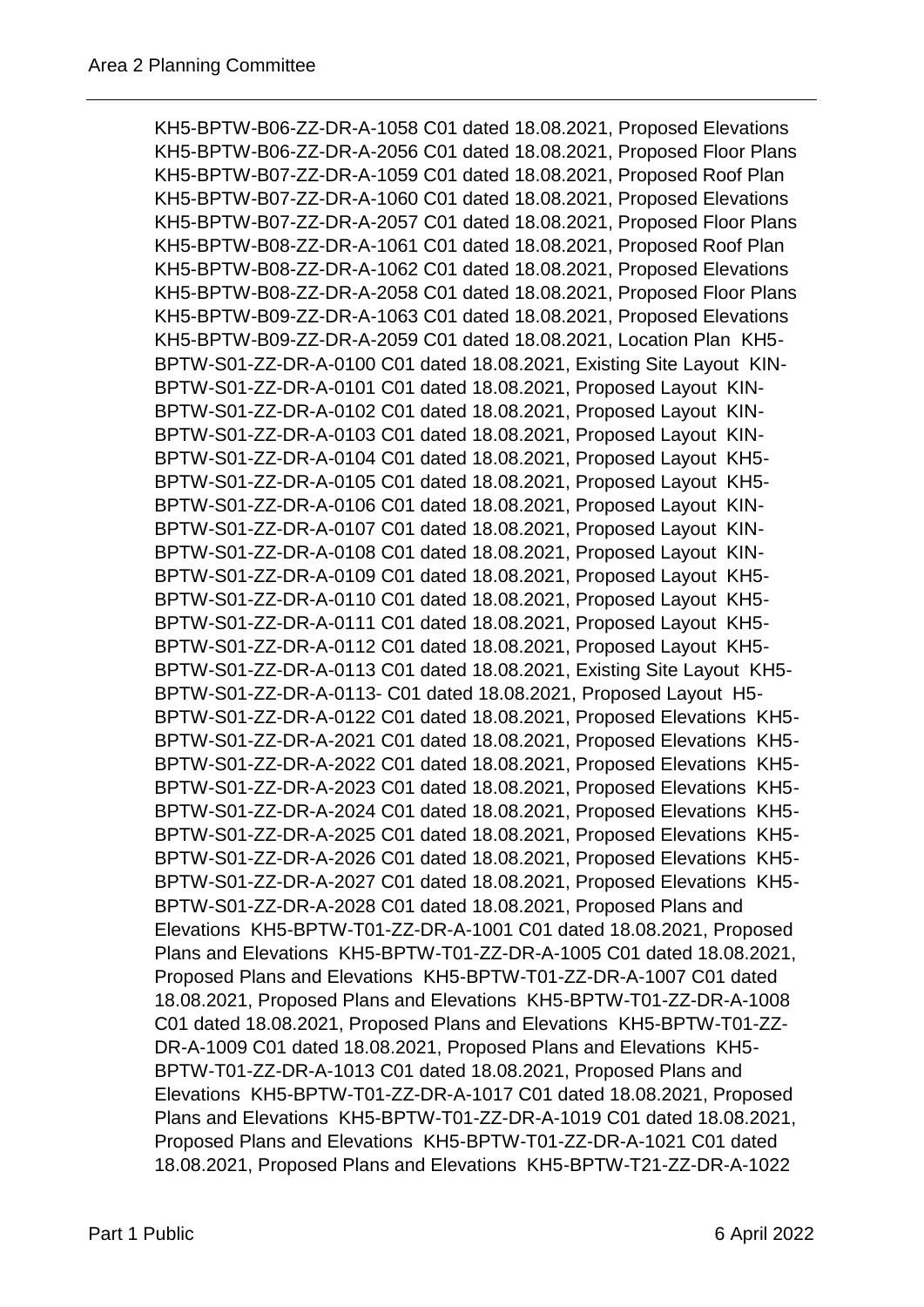KH5-BPTW-B06-ZZ-DR-A-1058 C01 dated 18.08.2021, Proposed Elevations KH5-BPTW-B06-ZZ-DR-A-2056 C01 dated 18.08.2021, Proposed Floor Plans KH5-BPTW-B07-ZZ-DR-A-1059 C01 dated 18.08.2021, Proposed Roof Plan KH5-BPTW-B07-ZZ-DR-A-1060 C01 dated 18.08.2021, Proposed Elevations KH5-BPTW-B07-ZZ-DR-A-2057 C01 dated 18.08.2021, Proposed Floor Plans KH5-BPTW-B08-ZZ-DR-A-1061 C01 dated 18.08.2021, Proposed Roof Plan KH5-BPTW-B08-ZZ-DR-A-1062 C01 dated 18.08.2021, Proposed Elevations KH5-BPTW-B08-ZZ-DR-A-2058 C01 dated 18.08.2021, Proposed Floor Plans KH5-BPTW-B09-ZZ-DR-A-1063 C01 dated 18.08.2021, Proposed Elevations KH5-BPTW-B09-ZZ-DR-A-2059 C01 dated 18.08.2021, Location Plan KH5-BPTW-S01-ZZ-DR-A-0100 C01 dated 18.08.2021, Existing Site Layout KIN-BPTW-S01-ZZ-DR-A-0101 C01 dated 18.08.2021, Proposed Layout KIN-BPTW-S01-ZZ-DR-A-0102 C01 dated 18.08.2021, Proposed Layout KIN-BPTW-S01-ZZ-DR-A-0103 C01 dated 18.08.2021, Proposed Layout KIN-BPTW-S01-ZZ-DR-A-0104 C01 dated 18.08.2021, Proposed Layout KH5-BPTW-S01-ZZ-DR-A-0105 C01 dated 18.08.2021, Proposed Layout KH5-BPTW-S01-ZZ-DR-A-0106 C01 dated 18.08.2021, Proposed Layout KIN-BPTW-S01-ZZ-DR-A-0107 C01 dated 18.08.2021, Proposed Layout KIN-BPTW-S01-ZZ-DR-A-0108 C01 dated 18.08.2021, Proposed Layout KIN-BPTW-S01-ZZ-DR-A-0109 C01 dated 18.08.2021, Proposed Layout KH5-BPTW-S01-ZZ-DR-A-0110 C01 dated 18.08.2021, Proposed Layout KH5-BPTW-S01-ZZ-DR-A-0111 C01 dated 18.08.2021, Proposed Layout KH5-BPTW-S01-ZZ-DR-A-0112 C01 dated 18.08.2021, Proposed Layout KH5-BPTW-S01-ZZ-DR-A-0113 C01 dated 18.08.2021, Existing Site Layout KH5-BPTW-S01-ZZ-DR-A-0113- C01 dated 18.08.2021, Proposed Layout H5-BPTW-S01-ZZ-DR-A-0122 C01 dated 18.08.2021, Proposed Elevations KH5-BPTW-S01-ZZ-DR-A-2021 C01 dated 18.08.2021, Proposed Elevations KH5-BPTW-S01-ZZ-DR-A-2022 C01 dated 18.08.2021, Proposed Elevations KH5-BPTW-S01-ZZ-DR-A-2023 C01 dated 18.08.2021, Proposed Elevations KH5-BPTW-S01-ZZ-DR-A-2024 C01 dated 18.08.2021, Proposed Elevations KH5-BPTW-S01-ZZ-DR-A-2025 C01 dated 18.08.2021, Proposed Elevations KH5-BPTW-S01-ZZ-DR-A-2026 C01 dated 18.08.2021, Proposed Elevations KH5-BPTW-S01-ZZ-DR-A-2027 C01 dated 18.08.2021, Proposed Elevations KH5-BPTW-S01-ZZ-DR-A-2028 C01 dated 18.08.2021, Proposed Plans and Elevations KH5-BPTW-T01-ZZ-DR-A-1001 C01 dated 18.08.2021, Proposed Plans and Elevations KH5-BPTW-T01-ZZ-DR-A-1005 C01 dated 18.08.2021, Proposed Plans and Elevations KH5-BPTW-T01-ZZ-DR-A-1007 C01 dated 18.08.2021, Proposed Plans and Elevations KH5-BPTW-T01-ZZ-DR-A-1008 C01 dated 18.08.2021, Proposed Plans and Elevations KH5-BPTW-T01-ZZ-DR-A-1009 C01 dated 18.08.2021, Proposed Plans and Elevations KH5-BPTW-T01-ZZ-DR-A-1013 C01 dated 18.08.2021, Proposed Plans and Elevations KH5-BPTW-T01-ZZ-DR-A-1017 C01 dated 18.08.2021, Proposed Plans and Elevations KH5-BPTW-T01-ZZ-DR-A-1019 C01 dated 18.08.2021, Proposed Plans and Elevations KH5-BPTW-T01-ZZ-DR-A-1021 C01 dated 18.08.2021, Proposed Plans and Elevations KH5-BPTW-T21-ZZ-DR-A-1022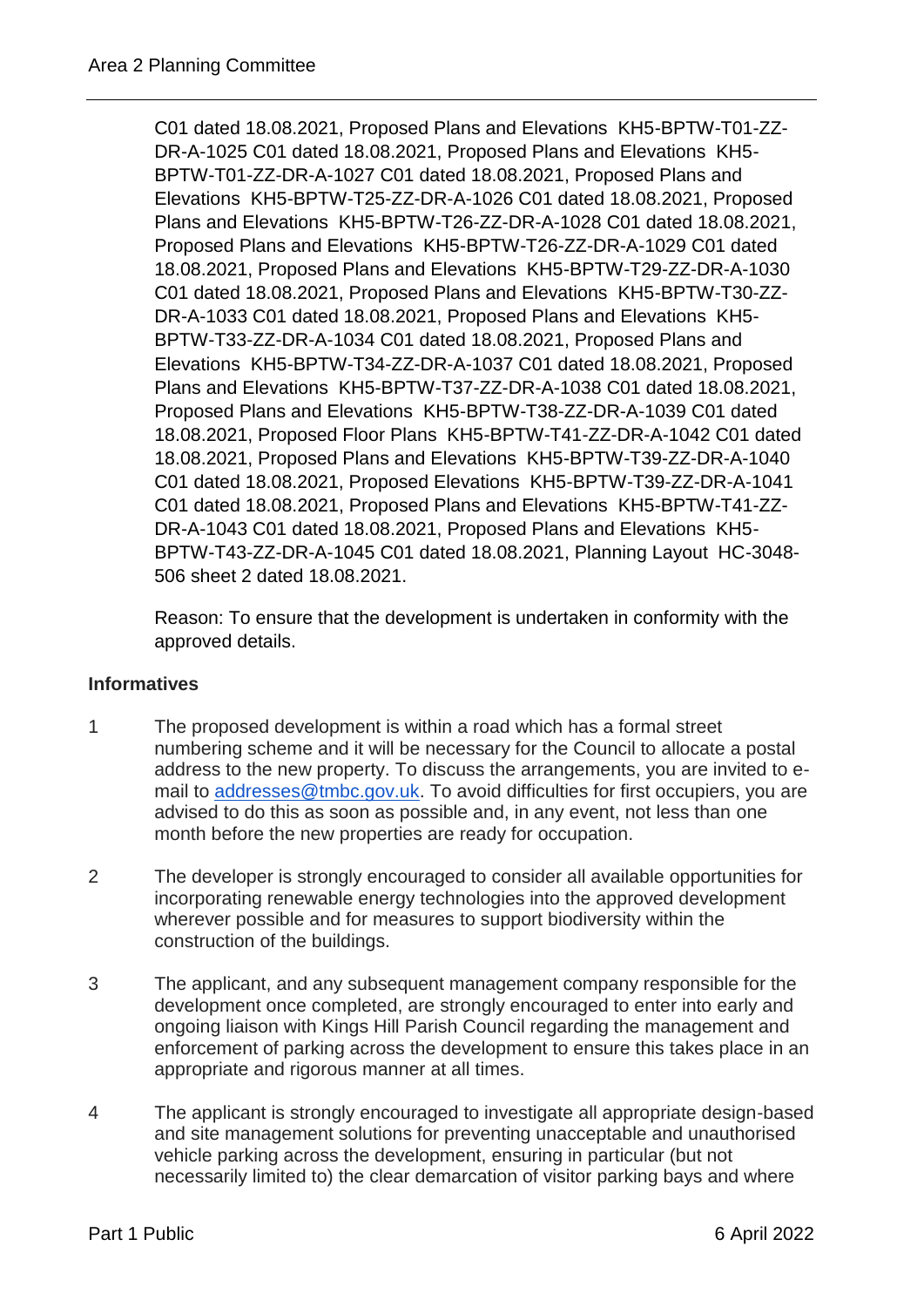C01 dated 18.08.2021, Proposed Plans and Elevations KH5-BPTW-T01-ZZ-DR-A-1025 C01 dated 18.08.2021, Proposed Plans and Elevations KH5-BPTW-T01-ZZ-DR-A-1027 C01 dated 18.08.2021, Proposed Plans and Elevations KH5-BPTW-T25-ZZ-DR-A-1026 C01 dated 18.08.2021, Proposed Plans and Elevations KH5-BPTW-T26-ZZ-DR-A-1028 C01 dated 18.08.2021, Proposed Plans and Elevations KH5-BPTW-T26-ZZ-DR-A-1029 C01 dated 18.08.2021, Proposed Plans and Elevations KH5-BPTW-T29-ZZ-DR-A-1030 C01 dated 18.08.2021, Proposed Plans and Elevations KH5-BPTW-T30-ZZ-DR-A-1033 C01 dated 18.08.2021, Proposed Plans and Elevations KH5-BPTW-T33-ZZ-DR-A-1034 C01 dated 18.08.2021, Proposed Plans and Elevations KH5-BPTW-T34-ZZ-DR-A-1037 C01 dated 18.08.2021, Proposed Plans and Elevations KH5-BPTW-T37-ZZ-DR-A-1038 C01 dated 18.08.2021, Proposed Plans and Elevations KH5-BPTW-T38-ZZ-DR-A-1039 C01 dated 18.08.2021, Proposed Floor Plans KH5-BPTW-T41-ZZ-DR-A-1042 C01 dated 18.08.2021, Proposed Plans and Elevations KH5-BPTW-T39-ZZ-DR-A-1040 C01 dated 18.08.2021, Proposed Elevations KH5-BPTW-T39-ZZ-DR-A-1041 C01 dated 18.08.2021, Proposed Plans and Elevations KH5-BPTW-T41-ZZ-DR-A-1043 C01 dated 18.08.2021, Proposed Plans and Elevations KH5-BPTW-T43-ZZ-DR-A-1045 C01 dated 18.08.2021, Planning Layout HC-3048-506 sheet 2 dated 18.08.2021.

Reason: To ensure that the development is undertaken in conformity with the approved details.

**Informatives**

1. The proposed development is within a road which has a formal street numbering scheme and it will be necessary for the Council to allocate a postal address to the new property. To discuss the arrangements, you are invited to e-mail to addresses@tmbc.gov.uk. To avoid difficulties for first occupiers, you are advised to do this as soon as possible and, in any event, not less than one month before the new properties are ready for occupation.

2. The developer is strongly encouraged to consider all available opportunities for incorporating renewable energy technologies into the approved development wherever possible and for measures to support biodiversity within the construction of the buildings.

3. The applicant, and any subsequent management company responsible for the development once completed, are strongly encouraged to enter into early and ongoing liaison with Kings Hill Parish Council regarding the management and enforcement of parking across the development to ensure this takes place in an appropriate and rigorous manner at all times.

4. The applicant is strongly encouraged to investigate all appropriate design-based and site management solutions for preventing unacceptable and unauthorised vehicle parking across the development, ensuring in particular (but not necessarily limited to) the clear demarcation of visitor parking bays and where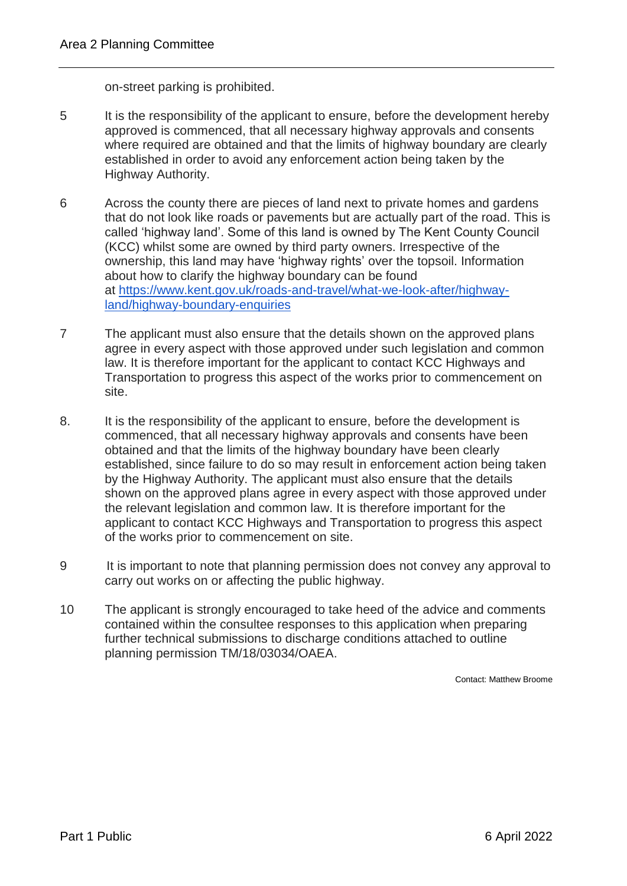on-street parking is prohibited.

5 It is the responsibility of the applicant to ensure, before the development hereby approved is commenced, that all necessary highway approvals and consents where required are obtained and that the limits of highway boundary are clearly established in order to avoid any enforcement action being taken by the Highway Authority.

6 Across the county there are pieces of land next to private homes and gardens that do not look like roads or pavements but are actually part of the road. This is called 'highway land'. Some of this land is owned by The Kent County Council (KCC) whilst some are owned by third party owners. Irrespective of the ownership, this land may have 'highway rights' over the topsoil. Information about how to clarify the highway boundary can be found at [https://www.kent.gov.uk/roads-and-travel/what-we-look-after/highway-land/highway-boundary-enquiries](https://www.kent.gov.uk/roads-and-travel/what-we-look-after/highway-land/highway-boundary-enquiries)

7 The applicant must also ensure that the details shown on the approved plans agree in every aspect with those approved under such legislation and common law. It is therefore important for the applicant to contact KCC Highways and Transportation to progress this aspect of the works prior to commencement on site.

8. It is the responsibility of the applicant to ensure, before the development is commenced, that all necessary highway approvals and consents have been obtained and that the limits of the highway boundary have been clearly established, since failure to do so may result in enforcement action being taken by the Highway Authority. The applicant must also ensure that the details shown on the approved plans agree in every aspect with those approved under the relevant legislation and common law. It is therefore important for the applicant to contact KCC Highways and Transportation to progress this aspect of the works prior to commencement on site.

9 It is important to note that planning permission does not convey any approval to carry out works on or affecting the public highway.

10 The applicant is strongly encouraged to take heed of the advice and comments contained within the consultee responses to this application when preparing further technical submissions to discharge conditions attached to outline planning permission TM/18/03034/OAEA.

Contact: Matthew Broome